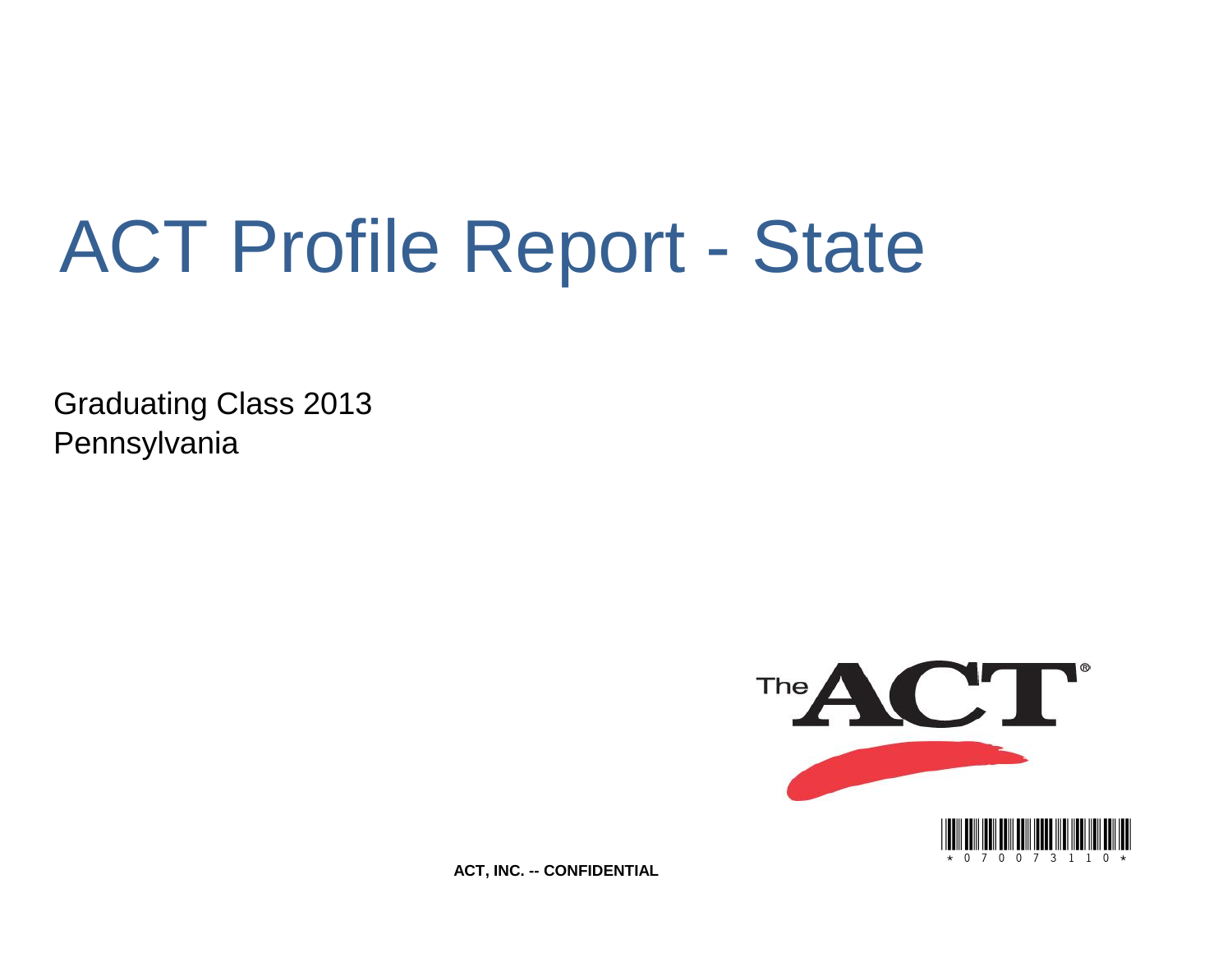# ACT Profile Report - State

Graduating Class 2013
Pennsylvania

ACT, INC. -- CONFIDENTIAL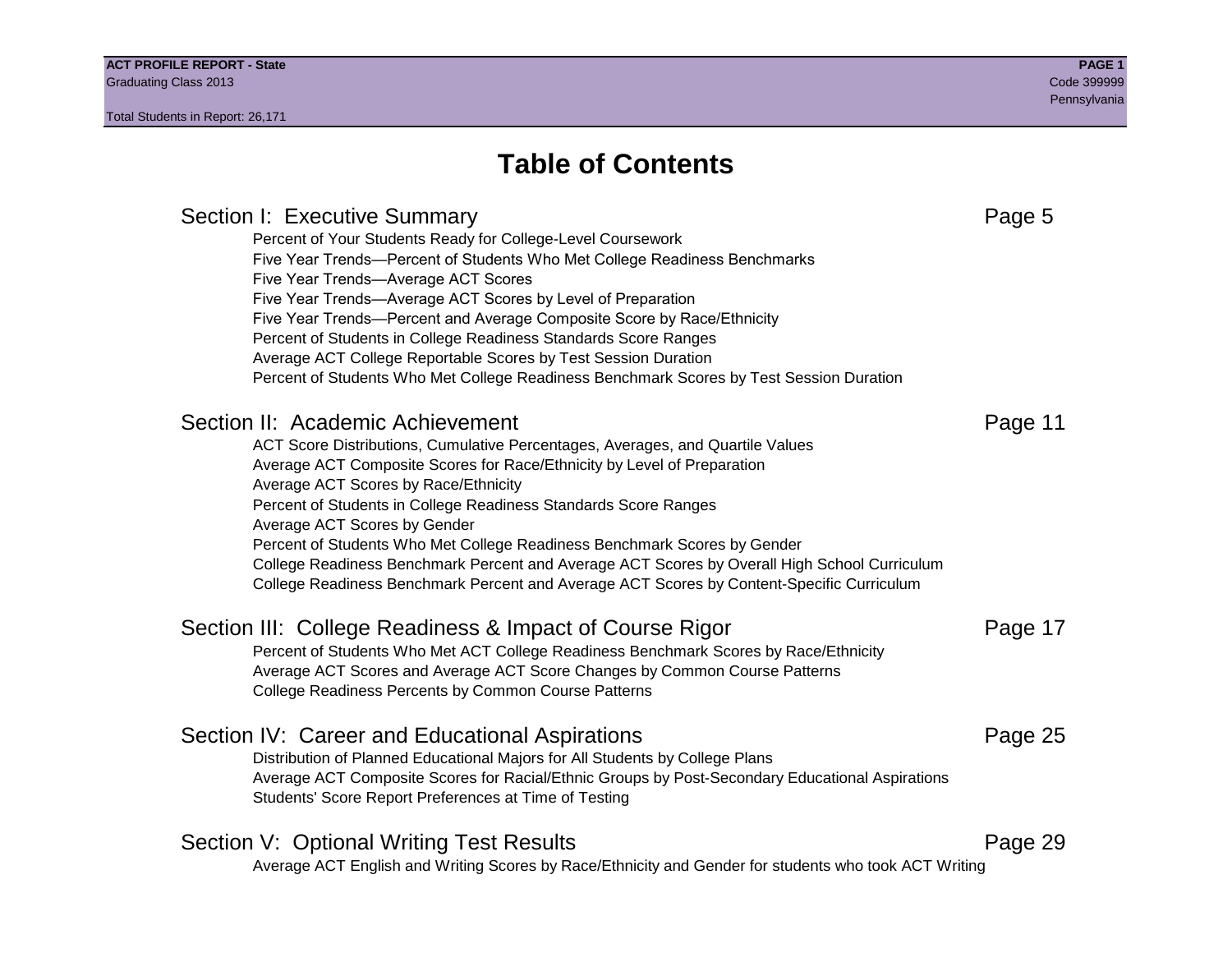# Table of Contents

## Section I: Executive Summary — Page 5

- Percent of Your Students Ready for College-Level Coursework
- Five Year Trends—Percent of Students Who Met College Readiness Benchmarks
- Five Year Trends—Average ACT Scores
- Five Year Trends—Average ACT Scores by Level of Preparation
- Five Year Trends—Percent and Average Composite Score by Race/Ethnicity
- Percent of Students in College Readiness Standards Score Ranges
- Average ACT College Reportable Scores by Test Session Duration
- Percent of Students Who Met College Readiness Benchmark Scores by Test Session Duration

## Section II: Academic Achievement — Page 11

- ACT Score Distributions, Cumulative Percentages, Averages, and Quartile Values
- Average ACT Composite Scores for Race/Ethnicity by Level of Preparation
- Average ACT Scores by Race/Ethnicity
- Percent of Students in College Readiness Standards Score Ranges
- Average ACT Scores by Gender
- Percent of Students Who Met College Readiness Benchmark Scores by Gender
- College Readiness Benchmark Percent and Average ACT Scores by Overall High School Curriculum
- College Readiness Benchmark Percent and Average ACT Scores by Content-Specific Curriculum

## Section III: College Readiness & Impact of Course Rigor — Page 17

- Percent of Students Who Met ACT College Readiness Benchmark Scores by Race/Ethnicity
- Average ACT Scores and Average ACT Score Changes by Common Course Patterns
- College Readiness Percents by Common Course Patterns

## Section IV: Career and Educational Aspirations — Page 25

- Distribution of Planned Educational Majors for All Students by College Plans
- Average ACT Composite Scores for Racial/Ethnic Groups by Post-Secondary Educational Aspirations
- Students' Score Report Preferences at Time of Testing

## Section V: Optional Writing Test Results — Page 29

- Average ACT English and Writing Scores by Race/Ethnicity and Gender for students who took ACT Writing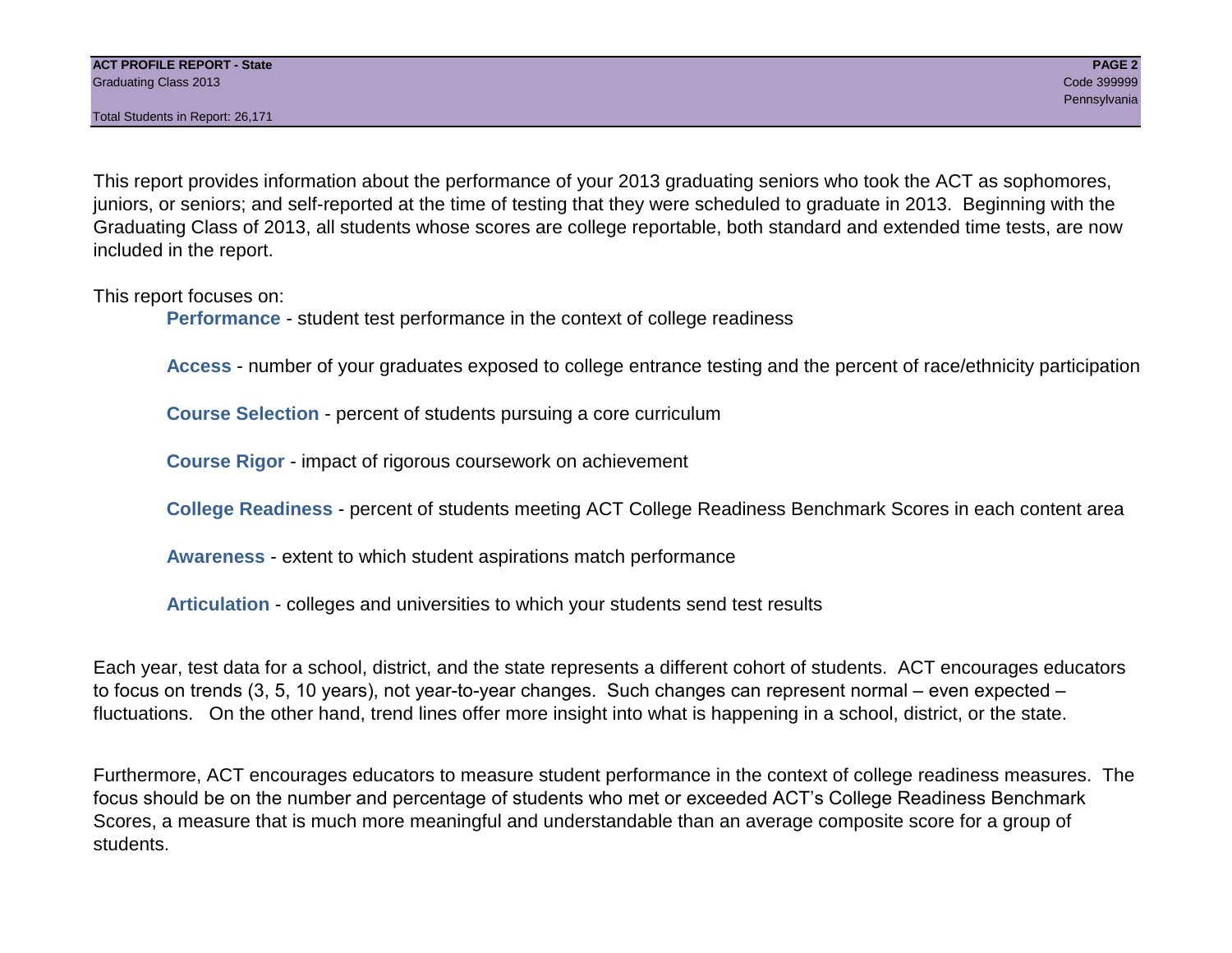This report provides information about the performance of your 2013 graduating seniors who took the ACT as sophomores, juniors, or seniors; and self-reported at the time of testing that they were scheduled to graduate in 2013. Beginning with the Graduating Class of 2013, all students whose scores are college reportable, both standard and extended time tests, are now included in the report.

This report focuses on:

**Performance** - student test performance in the context of college readiness

**Access** - number of your graduates exposed to college entrance testing and the percent of race/ethnicity participation

**Course Selection** - percent of students pursuing a core curriculum

**Course Rigor** - impact of rigorous coursework on achievement

**College Readiness** - percent of students meeting ACT College Readiness Benchmark Scores in each content area

**Awareness** - extent to which student aspirations match performance

**Articulation** - colleges and universities to which your students send test results

Each year, test data for a school, district, and the state represents a different cohort of students. ACT encourages educators to focus on trends (3, 5, 10 years), not year-to-year changes. Such changes can represent normal – even expected – fluctuations. On the other hand, trend lines offer more insight into what is happening in a school, district, or the state.

Furthermore, ACT encourages educators to measure student performance in the context of college readiness measures. The focus should be on the number and percentage of students who met or exceeded ACT's College Readiness Benchmark Scores, a measure that is much more meaningful and understandable than an average composite score for a group of students.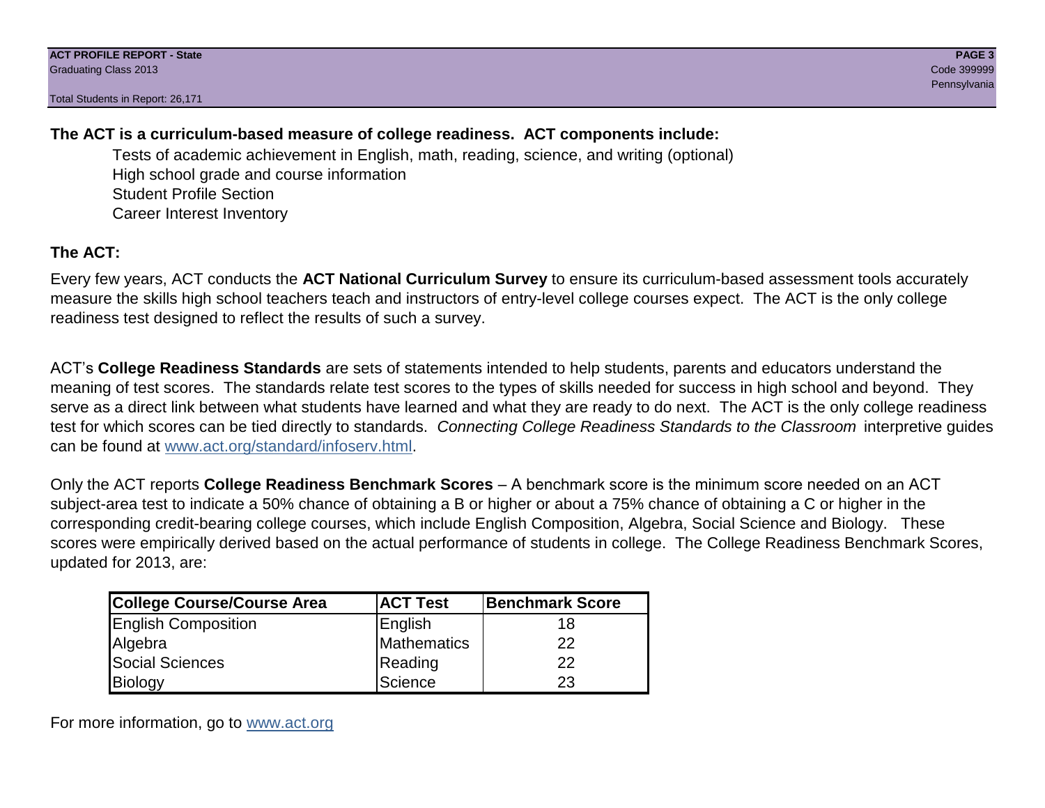**The ACT is a curriculum-based measure of college readiness. ACT components include:**

- Tests of academic achievement in English, math, reading, science, and writing (optional)
- High school grade and course information
- Student Profile Section
- Career Interest Inventory

**The ACT:**

Every few years, ACT conducts the **ACT National Curriculum Survey** to ensure its curriculum-based assessment tools accurately measure the skills high school teachers teach and instructors of entry-level college courses expect. The ACT is the only college readiness test designed to reflect the results of such a survey.

ACT's **College Readiness Standards** are sets of statements intended to help students, parents and educators understand the meaning of test scores. The standards relate test scores to the types of skills needed for success in high school and beyond. They serve as a direct link between what students have learned and what they are ready to do next. The ACT is the only college readiness test for which scores can be tied directly to standards. *Connecting College Readiness Standards to the Classroom* interpretive guides can be found at www.act.org/standard/infoserv.html.

Only the ACT reports **College Readiness Benchmark Scores** – A benchmark score is the minimum score needed on an ACT subject-area test to indicate a 50% chance of obtaining a B or higher or about a 75% chance of obtaining a C or higher in the corresponding credit-bearing college courses, which include English Composition, Algebra, Social Science and Biology. These scores were empirically derived based on the actual performance of students in college. The College Readiness Benchmark Scores, updated for 2013, are:

| College Course/Course Area | ACT Test | Benchmark Score |
| --- | --- | --- |
| English Composition | English | 18 |
| Algebra | Mathematics | 22 |
| Social Sciences | Reading | 22 |
| Biology | Science | 23 |

For more information, go to www.act.org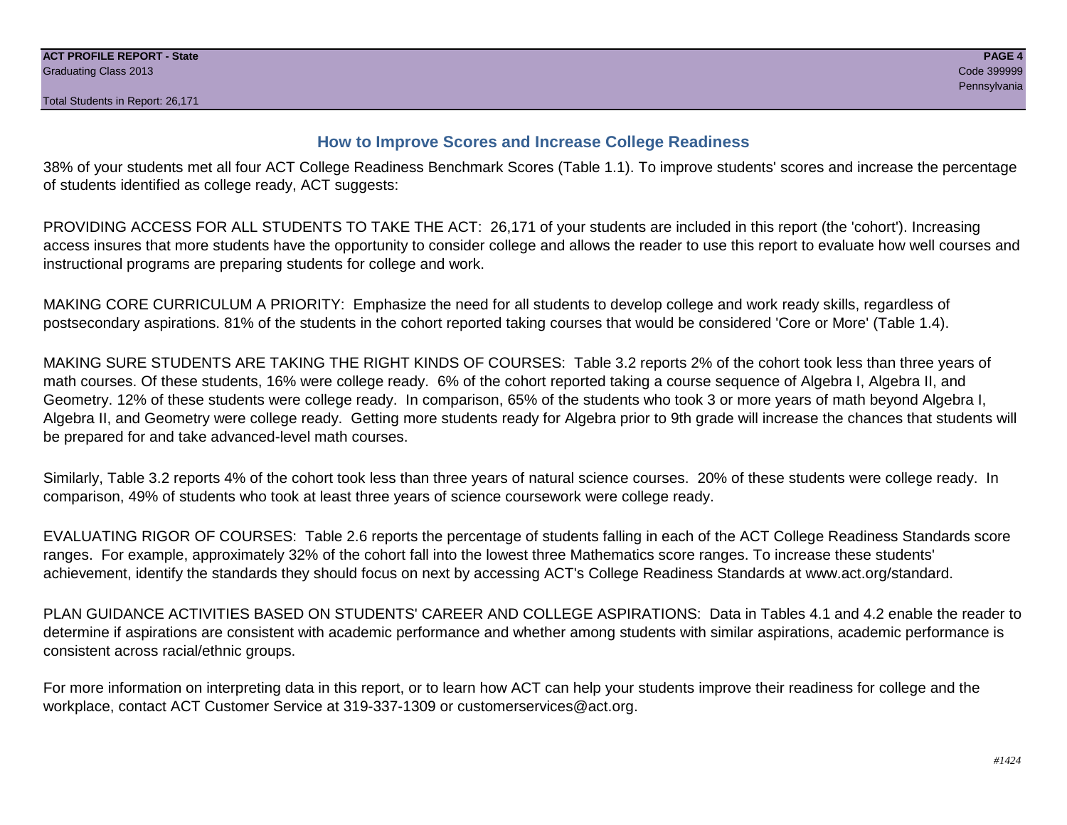## How to Improve Scores and Increase College Readiness

38% of your students met all four ACT College Readiness Benchmark Scores (Table 1.1). To improve students' scores and increase the percentage of students identified as college ready, ACT suggests:

PROVIDING ACCESS FOR ALL STUDENTS TO TAKE THE ACT: 26,171 of your students are included in this report (the 'cohort'). Increasing access insures that more students have the opportunity to consider college and allows the reader to use this report to evaluate how well courses and instructional programs are preparing students for college and work.

MAKING CORE CURRICULUM A PRIORITY: Emphasize the need for all students to develop college and work ready skills, regardless of postsecondary aspirations. 81% of the students in the cohort reported taking courses that would be considered 'Core or More' (Table 1.4).

MAKING SURE STUDENTS ARE TAKING THE RIGHT KINDS OF COURSES: Table 3.2 reports 2% of the cohort took less than three years of math courses. Of these students, 16% were college ready. 6% of the cohort reported taking a course sequence of Algebra I, Algebra II, and Geometry. 12% of these students were college ready. In comparison, 65% of the students who took 3 or more years of math beyond Algebra I, Algebra II, and Geometry were college ready. Getting more students ready for Algebra prior to 9th grade will increase the chances that students will be prepared for and take advanced-level math courses.

Similarly, Table 3.2 reports 4% of the cohort took less than three years of natural science courses. 20% of these students were college ready. In comparison, 49% of students who took at least three years of science coursework were college ready.

EVALUATING RIGOR OF COURSES: Table 2.6 reports the percentage of students falling in each of the ACT College Readiness Standards score ranges. For example, approximately 32% of the cohort fall into the lowest three Mathematics score ranges. To increase these students' achievement, identify the standards they should focus on next by accessing ACT's College Readiness Standards at www.act.org/standard.

PLAN GUIDANCE ACTIVITIES BASED ON STUDENTS' CAREER AND COLLEGE ASPIRATIONS: Data in Tables 4.1 and 4.2 enable the reader to determine if aspirations are consistent with academic performance and whether among students with similar aspirations, academic performance is consistent across racial/ethnic groups.

For more information on interpreting data in this report, or to learn how ACT can help your students improve their readiness for college and the workplace, contact ACT Customer Service at 319-337-1309 or customerservices@act.org.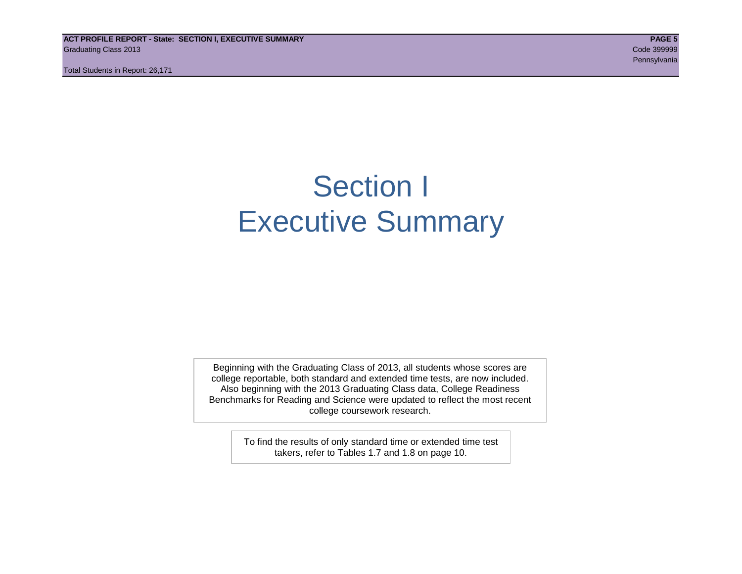# Section I
# Executive Summary

Beginning with the Graduating Class of 2013, all students whose scores are college reportable, both standard and extended time tests, are now included. Also beginning with the 2013 Graduating Class data, College Readiness Benchmarks for Reading and Science were updated to reflect the most recent college coursework research.

To find the results of only standard time or extended time test takers, refer to Tables 1.7 and 1.8 on page 10.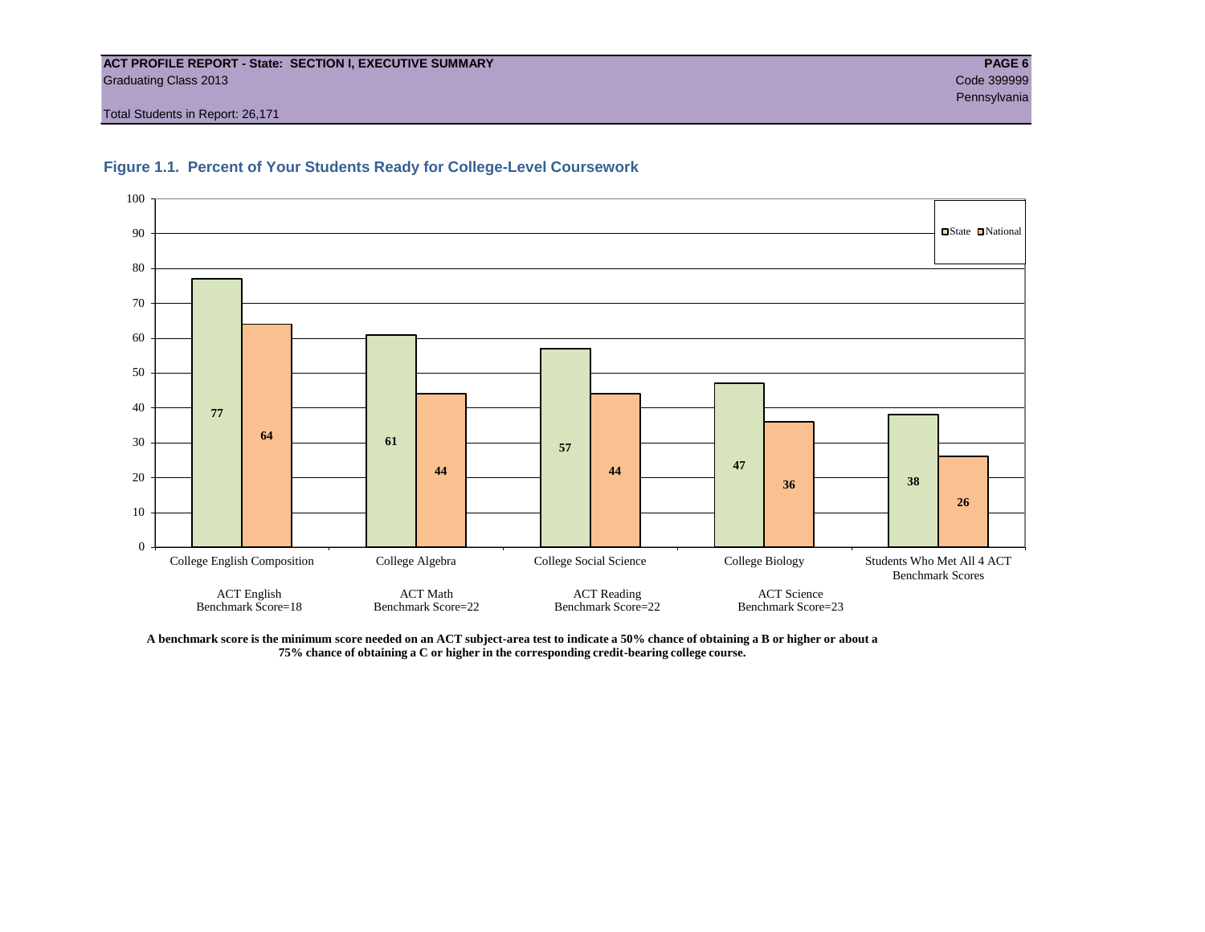ACT PROFILE REPORT - State: SECTION I, EXECUTIVE SUMMARY
Graduating Class 2013
Code 399999
Pennsylvania
Total Students in Report: 26,171

## Figure 1.1. Percent of Your Students Ready for College-Level Coursework

| Course | State | National |
|---|---|---|
| College English Composition (ACT English Benchmark Score=18) | 77 | 64 |
| College Algebra (ACT Math Benchmark Score=22) | 61 | 44 |
| College Social Science (ACT Reading Benchmark Score=22) | 57 | 44 |
| College Biology (ACT Science Benchmark Score=23) | 47 | 36 |
| Students Who Met All 4 ACT Benchmark Scores | 38 | 26 |

**A benchmark score is the minimum score needed on an ACT subject-area test to indicate a 50% chance of obtaining a B or higher or about a 75% chance of obtaining a C or higher in the corresponding credit-bearing college course.**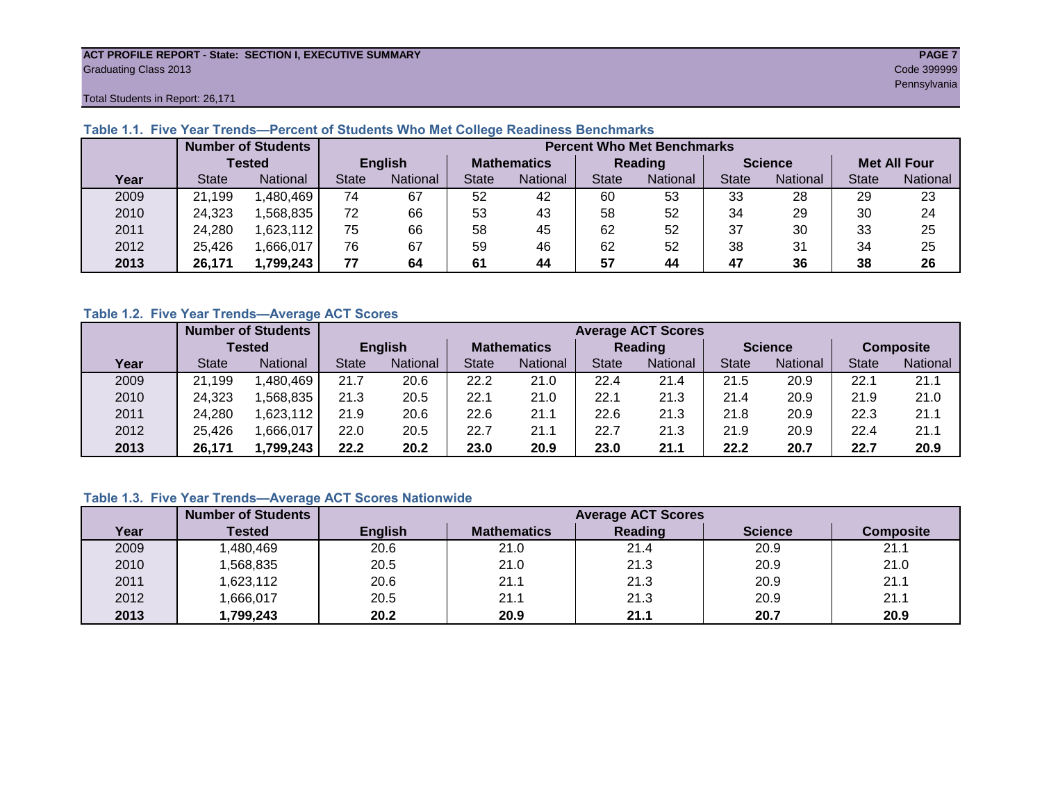ACT PROFILE REPORT - State: SECTION I, EXECUTIVE SUMMARY
Graduating Class 2013
Code 399999
Pennsylvania
Total Students in Report: 26,171

### Table 1.1. Five Year Trends—Percent of Students Who Met College Readiness Benchmarks

| | Number of Students Tested | | Percent Who Met Benchmarks | | | | | | | | | |
|---|---|---|---|---|---|---|---|---|---|---|---|---|
| | | | English | | Mathematics | | Reading | | Science | | Met All Four | |
| Year | State | National | State | National | State | National | State | National | State | National | State | National |
| 2009 | 21,199 | 1,480,469 | 74 | 67 | 52 | 42 | 60 | 53 | 33 | 28 | 29 | 23 |
| 2010 | 24,323 | 1,568,835 | 72 | 66 | 53 | 43 | 58 | 52 | 34 | 29 | 30 | 24 |
| 2011 | 24,280 | 1,623,112 | 75 | 66 | 58 | 45 | 62 | 52 | 37 | 30 | 33 | 25 |
| 2012 | 25,426 | 1,666,017 | 76 | 67 | 59 | 46 | 62 | 52 | 38 | 31 | 34 | 25 |
| **2013** | **26,171** | **1,799,243** | **77** | **64** | **61** | **44** | **57** | **44** | **47** | **36** | **38** | **26** |

### Table 1.2. Five Year Trends—Average ACT Scores

| | Number of Students Tested | | Average ACT Scores | | | | | | | | | |
|---|---|---|---|---|---|---|---|---|---|---|---|---|
| | | | English | | Mathematics | | Reading | | Science | | Composite | |
| Year | State | National | State | National | State | National | State | National | State | National | State | National |
| 2009 | 21,199 | 1,480,469 | 21.7 | 20.6 | 22.2 | 21.0 | 22.4 | 21.4 | 21.5 | 20.9 | 22.1 | 21.1 |
| 2010 | 24,323 | 1,568,835 | 21.3 | 20.5 | 22.1 | 21.0 | 22.1 | 21.3 | 21.4 | 20.9 | 21.9 | 21.0 |
| 2011 | 24,280 | 1,623,112 | 21.9 | 20.6 | 22.6 | 21.1 | 22.6 | 21.3 | 21.8 | 20.9 | 22.3 | 21.1 |
| 2012 | 25,426 | 1,666,017 | 22.0 | 20.5 | 22.7 | 21.1 | 22.7 | 21.3 | 21.9 | 20.9 | 22.4 | 21.1 |
| **2013** | **26,171** | **1,799,243** | **22.2** | **20.2** | **23.0** | **20.9** | **23.0** | **21.1** | **22.2** | **20.7** | **22.7** | **20.9** |

### Table 1.3. Five Year Trends—Average ACT Scores Nationwide

| | Number of Students | Average ACT Scores | | | | |
|---|---|---|---|---|---|---|
| Year | Tested | English | Mathematics | Reading | Science | Composite |
| 2009 | 1,480,469 | 20.6 | 21.0 | 21.4 | 20.9 | 21.1 |
| 2010 | 1,568,835 | 20.5 | 21.0 | 21.3 | 20.9 | 21.0 |
| 2011 | 1,623,112 | 20.6 | 21.1 | 21.3 | 20.9 | 21.1 |
| 2012 | 1,666,017 | 20.5 | 21.1 | 21.3 | 20.9 | 21.1 |
| **2013** | **1,799,243** | **20.2** | **20.9** | **21.1** | **20.7** | **20.9** |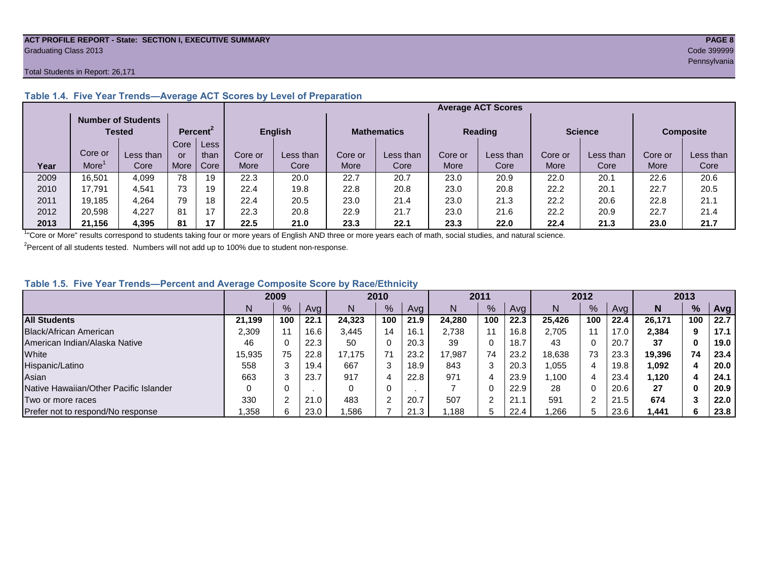ACT PROFILE REPORT - State: SECTION I, EXECUTIVE SUMMARY

Graduating Class 2013

Code 399999

Pennsylvania

Total Students in Report: 26,171

### Table 1.4. Five Year Trends—Average ACT Scores by Level of Preparation

| | Number of Students Tested | | Percent[2] | | Average ACT Scores | | | | | | | | | |
|---|---|---|---|---|---|---|---|---|---|---|---|---|---|---|
| | | | | | English | | Mathematics | | Reading | | Science | | Composite | |
| Year | Core or More[1] | Less than Core | Core or More | Less than Core | Core or More | Less than Core | Core or More | Less than Core | Core or More | Less than Core | Core or More | Less than Core | Core or More | Less than Core |
| 2009 | 16,501 | 4,099 | 78 | 19 | 22.3 | 20.0 | 22.7 | 20.7 | 23.0 | 20.9 | 22.0 | 20.1 | 22.6 | 20.6 |
| 2010 | 17,791 | 4,541 | 73 | 19 | 22.4 | 19.8 | 22.8 | 20.8 | 23.0 | 20.8 | 22.2 | 20.1 | 22.7 | 20.5 |
| 2011 | 19,185 | 4,264 | 79 | 18 | 22.4 | 20.5 | 23.0 | 21.4 | 23.0 | 21.3 | 22.2 | 20.6 | 22.8 | 21.1 |
| 2012 | 20,598 | 4,227 | 81 | 17 | 22.3 | 20.8 | 22.9 | 21.7 | 23.0 | 21.6 | 22.2 | 20.9 | 22.7 | 21.4 |
| **2013** | **21,156** | **4,395** | **81** | **17** | **22.5** | **21.0** | **23.3** | **22.1** | **23.3** | **22.0** | **22.4** | **21.3** | **23.0** | **21.7** |

[1]"Core or More" results correspond to students taking four or more years of English AND three or more years each of math, social studies, and natural science.

[2]Percent of all students tested. Numbers will not add up to 100% due to student non-response.

### Table 1.5. Five Year Trends—Percent and Average Composite Score by Race/Ethnicity

| | 2009 | | | 2010 | | | 2011 | | | 2012 | | | **2013** | | |
|---|---|---|---|---|---|---|---|---|---|---|---|---|---|---|---|
| | N | % | Avg | N | % | Avg | N | % | Avg | N | % | Avg | **N** | **%** | **Avg** |
| **All Students** | **21,199** | **100** | **22.1** | **24,323** | **100** | **21.9** | **24,280** | **100** | **22.3** | **25,426** | **100** | **22.4** | **26,171** | **100** | **22.7** |
| Black/African American | 2,309 | 11 | 16.6 | 3,445 | 14 | 16.1 | 2,738 | 11 | 16.8 | 2,705 | 11 | 17.0 | **2,384** | **9** | **17.1** |
| American Indian/Alaska Native | 46 | 0 | 22.3 | 50 | 0 | 20.3 | 39 | 0 | 18.7 | 43 | 0 | 20.7 | **37** | **0** | **19.0** |
| White | 15,935 | 75 | 22.8 | 17,175 | 71 | 23.2 | 17,987 | 74 | 23.2 | 18,638 | 73 | 23.3 | **19,396** | **74** | **23.4** |
| Hispanic/Latino | 558 | 3 | 19.4 | 667 | 3 | 18.9 | 843 | 3 | 20.3 | 1,055 | 4 | 19.8 | **1,092** | **4** | **20.0** |
| Asian | 663 | 3 | 23.7 | 917 | 4 | 22.8 | 971 | 4 | 23.9 | 1,100 | 4 | 23.4 | **1,120** | **4** | **24.1** |
| Native Hawaiian/Other Pacific Islander | 0 | 0 | . | 0 | 0 | . | 7 | 0 | 22.9 | 28 | 0 | 20.6 | **27** | **0** | **20.9** |
| Two or more races | 330 | 2 | 21.0 | 483 | 2 | 20.7 | 507 | 2 | 21.1 | 591 | 2 | 21.5 | **674** | **3** | **22.0** |
| Prefer not to respond/No response | 1,358 | 6 | 23.0 | 1,586 | 7 | 21.3 | 1,188 | 5 | 22.4 | 1,266 | 5 | 23.6 | **1,441** | **6** | **23.8** |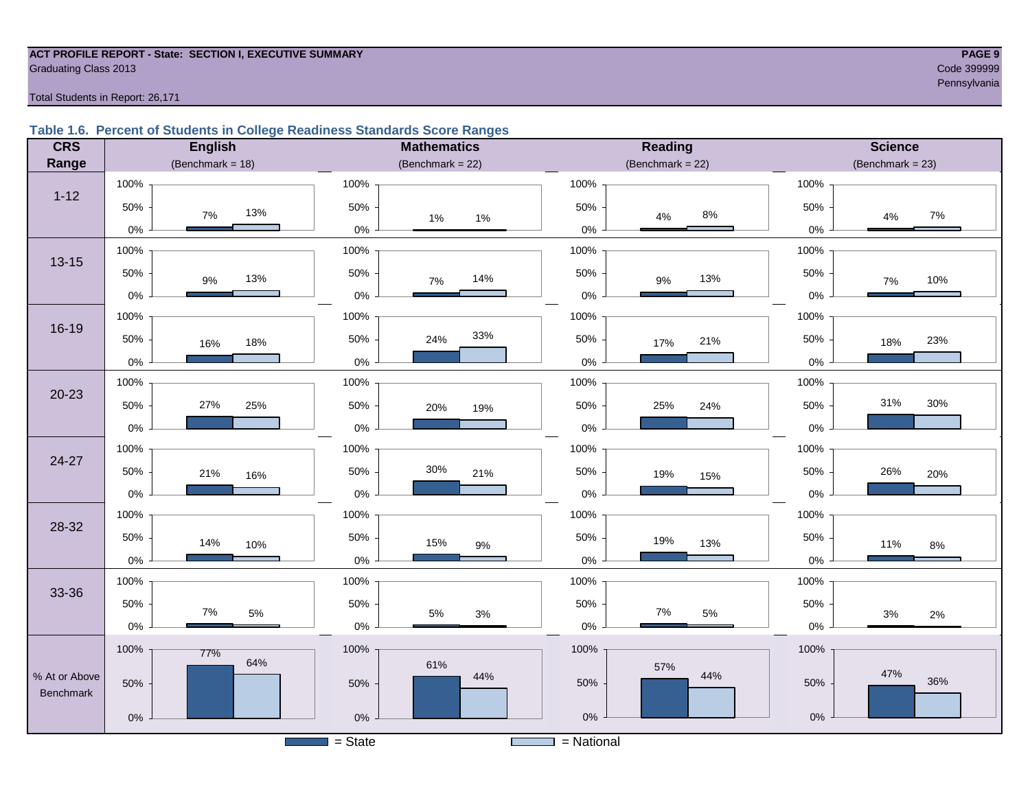**ACT PROFILE REPORT - State: SECTION I, EXECUTIVE SUMMARY**
Graduating Class 2013

Code 399999
Pennsylvania

Total Students in Report: 26,171

### Table 1.6. Percent of Students in College Readiness Standards Score Ranges

| CRS Range | English (Benchmark = 18) State | English National | Mathematics (Benchmark = 22) State | Mathematics National | Reading (Benchmark = 22) State | Reading National | Science (Benchmark = 23) State | Science National |
|---|---|---|---|---|---|---|---|---|
| 1-12 | 7% | 13% | 1% | 1% | 4% | 8% | 4% | 7% |
| 13-15 | 9% | 13% | 7% | 14% | 9% | 13% | 7% | 10% |
| 16-19 | 16% | 18% | 24% | 33% | 17% | 21% | 18% | 23% |
| 20-23 | 27% | 25% | 20% | 19% | 25% | 24% | 31% | 30% |
| 24-27 | 21% | 16% | 30% | 21% | 19% | 15% | 26% | 20% |
| 28-32 | 14% | 10% | 15% | 9% | 19% | 13% | 11% | 8% |
| 33-36 | 7% | 5% | 5% | 3% | 7% | 5% | 3% | 2% |
| % At or Above Benchmark | 77% | 64% | 61% | 44% | 57% | 44% | 47% | 36% |

= State    = National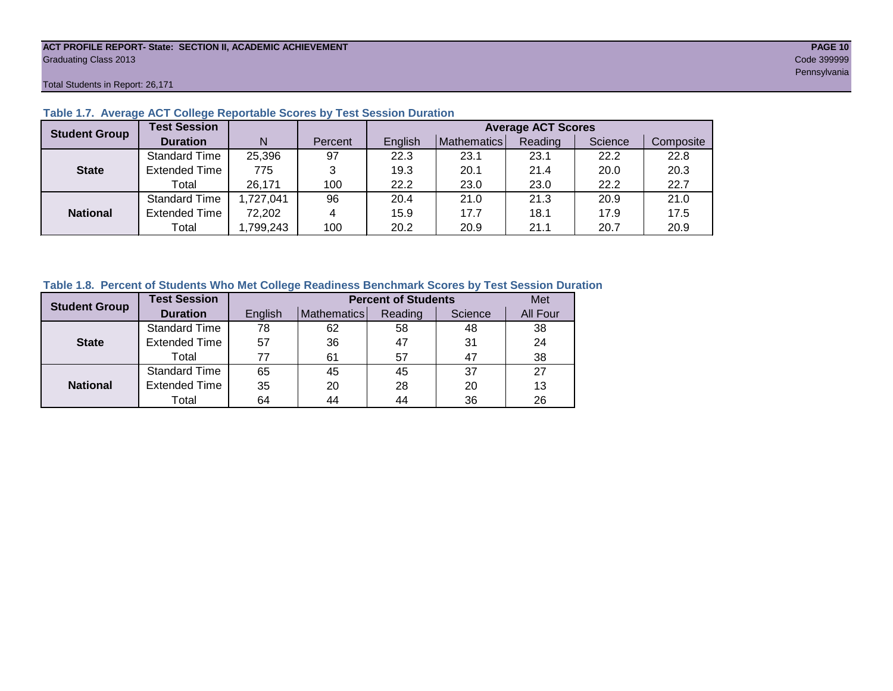**ACT PROFILE REPORT- State: SECTION II, ACADEMIC ACHIEVEMENT**
Graduating Class 2013
Code 399999
Pennsylvania

Total Students in Report: 26,171

### Table 1.7. Average ACT College Reportable Scores by Test Session Duration

| Student Group | Test Session Duration | N | Percent | Average ACT Scores | | | | |
|---|---|---|---|---|---|---|---|---|
| | | | | English | Mathematics | Reading | Science | Composite |
| State | Standard Time | 25,396 | 97 | 22.3 | 23.1 | 23.1 | 22.2 | 22.8 |
| | Extended Time | 775 | 3 | 19.3 | 20.1 | 21.4 | 20.0 | 20.3 |
| | Total | 26,171 | 100 | 22.2 | 23.0 | 23.0 | 22.2 | 22.7 |
| National | Standard Time | 1,727,041 | 96 | 20.4 | 21.0 | 21.3 | 20.9 | 21.0 |
| | Extended Time | 72,202 | 4 | 15.9 | 17.7 | 18.1 | 17.9 | 17.5 |
| | Total | 1,799,243 | 100 | 20.2 | 20.9 | 21.1 | 20.7 | 20.9 |

### Table 1.8. Percent of Students Who Met College Readiness Benchmark Scores by Test Session Duration

| Student Group | Test Session Duration | Percent of Students | | | | Met |
|---|---|---|---|---|---|---|
| | | English | Mathematics | Reading | Science | All Four |
| State | Standard Time | 78 | 62 | 58 | 48 | 38 |
| | Extended Time | 57 | 36 | 47 | 31 | 24 |
| | Total | 77 | 61 | 57 | 47 | 38 |
| National | Standard Time | 65 | 45 | 45 | 37 | 27 |
| | Extended Time | 35 | 20 | 28 | 20 | 13 |
| | Total | 64 | 44 | 44 | 36 | 26 |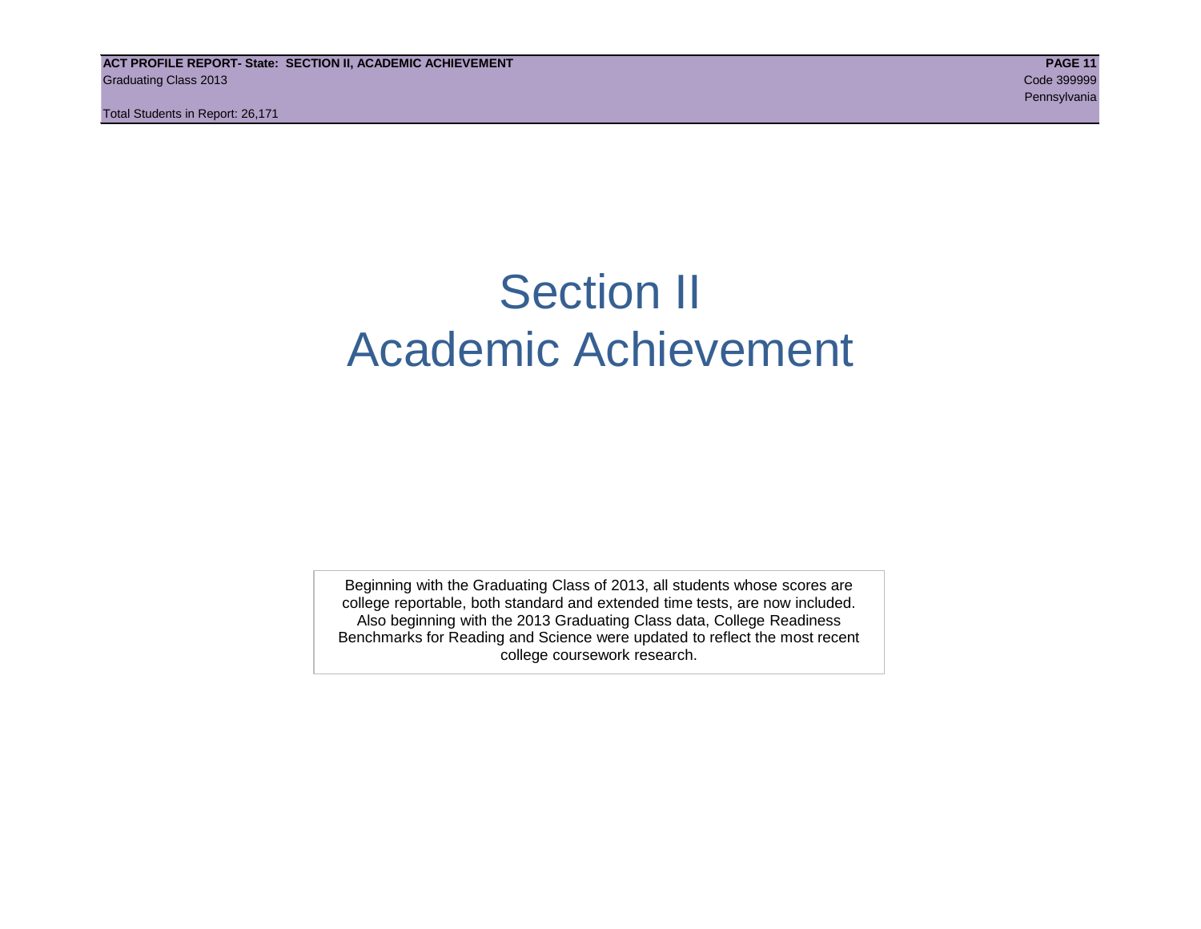# Section II
# Academic Achievement

Beginning with the Graduating Class of 2013, all students whose scores are college reportable, both standard and extended time tests, are now included. Also beginning with the 2013 Graduating Class data, College Readiness Benchmarks for Reading and Science were updated to reflect the most recent college coursework research.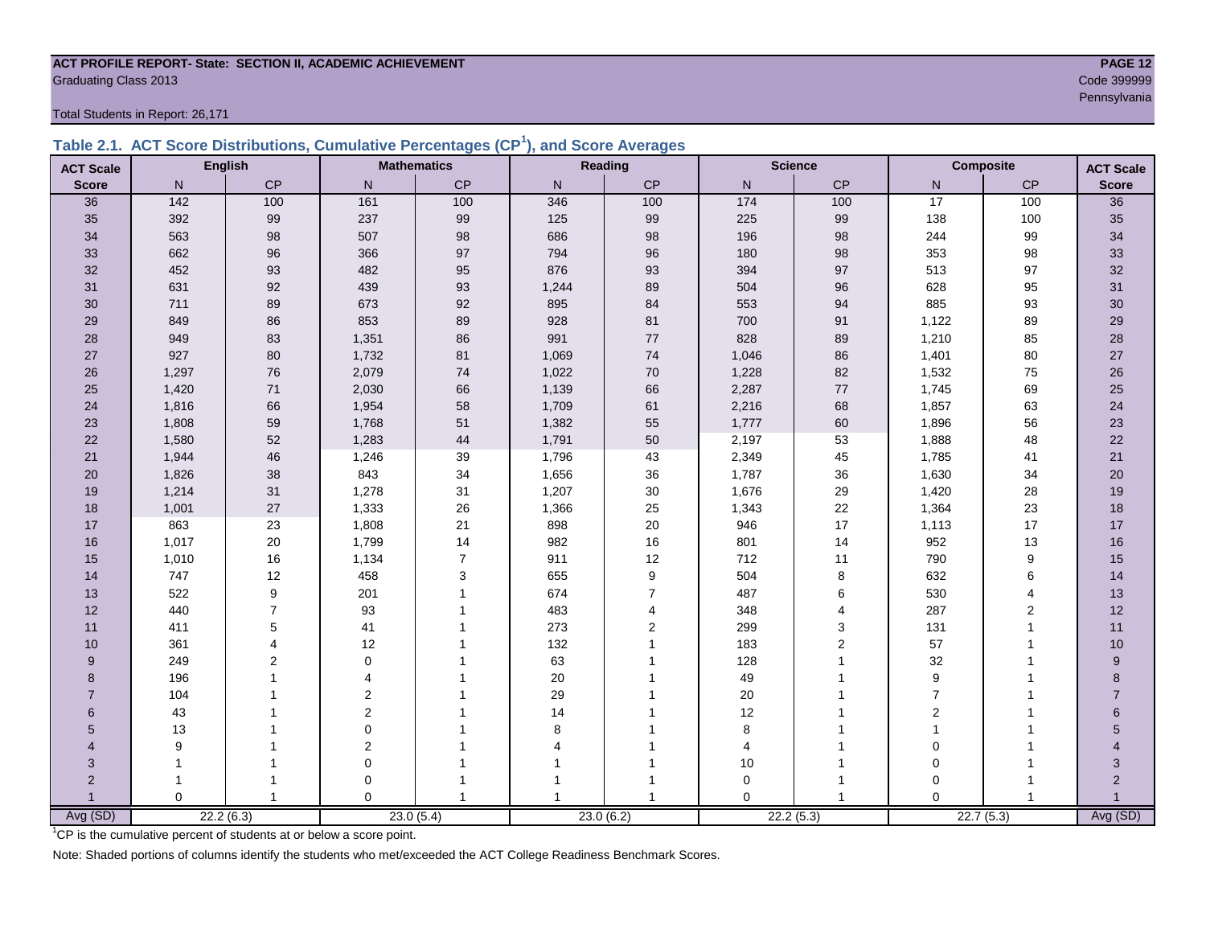**ACT PROFILE REPORT- State: SECTION II, ACADEMIC ACHIEVEMENT**
Graduating Class 2013

Code 399999
Pennsylvania

Total Students in Report: 26,171

### Table 2.1. ACT Score Distributions, Cumulative Percentages (CP[1]), and Score Averages

| ACT Scale | English | | Mathematics | | Reading | | Science | | Composite | | ACT Scale |
|---|---|---|---|---|---|---|---|---|---|---|---|
| Score | N | CP | N | CP | N | CP | N | CP | N | CP | Score |
| 36 | 142 | 100 | 161 | 100 | 346 | 100 | 174 | 100 | 17 | 100 | 36 |
| 35 | 392 | 99 | 237 | 99 | 125 | 99 | 225 | 99 | 138 | 100 | 35 |
| 34 | 563 | 98 | 507 | 98 | 686 | 98 | 196 | 98 | 244 | 99 | 34 |
| 33 | 662 | 96 | 366 | 97 | 794 | 96 | 180 | 98 | 353 | 98 | 33 |
| 32 | 452 | 93 | 482 | 95 | 876 | 93 | 394 | 97 | 513 | 97 | 32 |
| 31 | 631 | 92 | 439 | 93 | 1,244 | 89 | 504 | 96 | 628 | 95 | 31 |
| 30 | 711 | 89 | 673 | 92 | 895 | 84 | 553 | 94 | 885 | 93 | 30 |
| 29 | 849 | 86 | 853 | 89 | 928 | 81 | 700 | 91 | 1,122 | 89 | 29 |
| 28 | 949 | 83 | 1,351 | 86 | 991 | 77 | 828 | 89 | 1,210 | 85 | 28 |
| 27 | 927 | 80 | 1,732 | 81 | 1,069 | 74 | 1,046 | 86 | 1,401 | 80 | 27 |
| 26 | 1,297 | 76 | 2,079 | 74 | 1,022 | 70 | 1,228 | 82 | 1,532 | 75 | 26 |
| 25 | 1,420 | 71 | 2,030 | 66 | 1,139 | 66 | 2,287 | 77 | 1,745 | 69 | 25 |
| 24 | 1,816 | 66 | 1,954 | 58 | 1,709 | 61 | 2,216 | 68 | 1,857 | 63 | 24 |
| 23 | 1,808 | 59 | 1,768 | 51 | 1,382 | 55 | 1,777 | 60 | 1,896 | 56 | 23 |
| 22 | 1,580 | 52 | 1,283 | 44 | 1,791 | 50 | 2,197 | 53 | 1,888 | 48 | 22 |
| 21 | 1,944 | 46 | 1,246 | 39 | 1,796 | 43 | 2,349 | 45 | 1,785 | 41 | 21 |
| 20 | 1,826 | 38 | 843 | 34 | 1,656 | 36 | 1,787 | 36 | 1,630 | 34 | 20 |
| 19 | 1,214 | 31 | 1,278 | 31 | 1,207 | 30 | 1,676 | 29 | 1,420 | 28 | 19 |
| 18 | 1,001 | 27 | 1,333 | 26 | 1,366 | 25 | 1,343 | 22 | 1,364 | 23 | 18 |
| 17 | 863 | 23 | 1,808 | 21 | 898 | 20 | 946 | 17 | 1,113 | 17 | 17 |
| 16 | 1,017 | 20 | 1,799 | 14 | 982 | 16 | 801 | 14 | 952 | 13 | 16 |
| 15 | 1,010 | 16 | 1,134 | 7 | 911 | 12 | 712 | 11 | 790 | 9 | 15 |
| 14 | 747 | 12 | 458 | 3 | 655 | 9 | 504 | 8 | 632 | 6 | 14 |
| 13 | 522 | 9 | 201 | 1 | 674 | 7 | 487 | 6 | 530 | 4 | 13 |
| 12 | 440 | 7 | 93 | 1 | 483 | 4 | 348 | 4 | 287 | 2 | 12 |
| 11 | 411 | 5 | 41 | 1 | 273 | 2 | 299 | 3 | 131 | 1 | 11 |
| 10 | 361 | 4 | 12 | 1 | 132 | 1 | 183 | 2 | 57 | 1 | 10 |
| 9 | 249 | 2 | 0 | 1 | 63 | 1 | 128 | 1 | 32 | 1 | 9 |
| 8 | 196 | 1 | 4 | 1 | 20 | 1 | 49 | 1 | 9 | 1 | 8 |
| 7 | 104 | 1 | 2 | 1 | 29 | 1 | 20 | 1 | 7 | 1 | 7 |
| 6 | 43 | 1 | 2 | 1 | 14 | 1 | 12 | 1 | 2 | 1 | 6 |
| 5 | 13 | 1 | 0 | 1 | 8 | 1 | 8 | 1 | 1 | 1 | 5 |
| 4 | 9 | 1 | 2 | 1 | 4 | 1 | 4 | 1 | 0 | 1 | 4 |
| 3 | 1 | 1 | 0 | 1 | 1 | 1 | 10 | 1 | 0 | 1 | 3 |
| 2 | 1 | 1 | 0 | 1 | 1 | 1 | 0 | 1 | 0 | 1 | 2 |
| 1 | 0 | 1 | 0 | 1 | 1 | 1 | 0 | 1 | 0 | 1 | 1 |
| Avg (SD) | 22.2 (6.3) | | 23.0 (5.4) | | 23.0 (6.2) | | 22.2 (5.3) | | 22.7 (5.3) | | Avg (SD) |

[1]CP is the cumulative percent of students at or below a score point.

Note: Shaded portions of columns identify the students who met/exceeded the ACT College Readiness Benchmark Scores.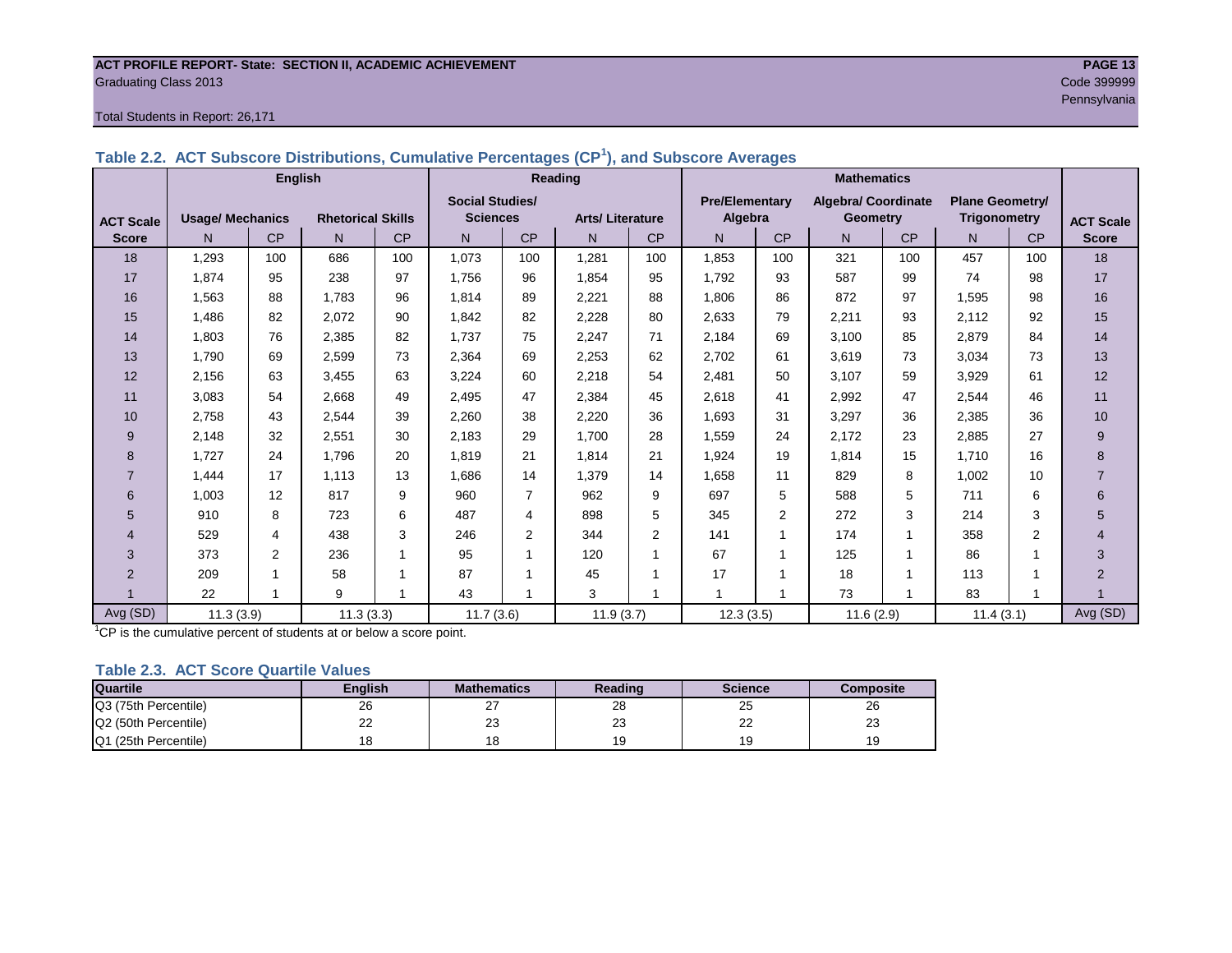ACT PROFILE REPORT- State: SECTION II, ACADEMIC ACHIEVEMENT
Graduating Class 2013
Code 399999
Pennsylvania

Total Students in Report: 26,171

## Table 2.2. ACT Subscore Distributions, Cumulative Percentages (CP[1]), and Subscore Averages

| | English | | | | Reading | | | | Mathematics | | | | | | |
|---|---|---|---|---|---|---|---|---|---|---|---|---|---|---|---|
| ACT Scale | Usage/ Mechanics | | Rhetorical Skills | | Social Studies/ Sciences | | Arts/ Literature | | Pre/Elementary Algebra | | Algebra/ Coordinate Geometry | | Plane Geometry/ Trigonometry | | ACT Scale |
| Score | N | CP | N | CP | N | CP | N | CP | N | CP | N | CP | N | CP | Score |
| 18 | 1,293 | 100 | 686 | 100 | 1,073 | 100 | 1,281 | 100 | 1,853 | 100 | 321 | 100 | 457 | 100 | 18 |
| 17 | 1,874 | 95 | 238 | 97 | 1,756 | 96 | 1,854 | 95 | 1,792 | 93 | 587 | 99 | 74 | 98 | 17 |
| 16 | 1,563 | 88 | 1,783 | 96 | 1,814 | 89 | 2,221 | 88 | 1,806 | 86 | 872 | 97 | 1,595 | 98 | 16 |
| 15 | 1,486 | 82 | 2,072 | 90 | 1,842 | 82 | 2,228 | 80 | 2,633 | 79 | 2,211 | 93 | 2,112 | 92 | 15 |
| 14 | 1,803 | 76 | 2,385 | 82 | 1,737 | 75 | 2,247 | 71 | 2,184 | 69 | 3,100 | 85 | 2,879 | 84 | 14 |
| 13 | 1,790 | 69 | 2,599 | 73 | 2,364 | 69 | 2,253 | 62 | 2,702 | 61 | 3,619 | 73 | 3,034 | 73 | 13 |
| 12 | 2,156 | 63 | 3,455 | 63 | 3,224 | 60 | 2,218 | 54 | 2,481 | 50 | 3,107 | 59 | 3,929 | 61 | 12 |
| 11 | 3,083 | 54 | 2,668 | 49 | 2,495 | 47 | 2,384 | 45 | 2,618 | 41 | 2,992 | 47 | 2,544 | 46 | 11 |
| 10 | 2,758 | 43 | 2,544 | 39 | 2,260 | 38 | 2,220 | 36 | 1,693 | 31 | 3,297 | 36 | 2,385 | 36 | 10 |
| 9 | 2,148 | 32 | 2,551 | 30 | 2,183 | 29 | 1,700 | 28 | 1,559 | 24 | 2,172 | 23 | 2,885 | 27 | 9 |
| 8 | 1,727 | 24 | 1,796 | 20 | 1,819 | 21 | 1,814 | 21 | 1,924 | 19 | 1,814 | 15 | 1,710 | 16 | 8 |
| 7 | 1,444 | 17 | 1,113 | 13 | 1,686 | 14 | 1,379 | 14 | 1,658 | 11 | 829 | 8 | 1,002 | 10 | 7 |
| 6 | 1,003 | 12 | 817 | 9 | 960 | 7 | 962 | 9 | 697 | 5 | 588 | 5 | 711 | 6 | 6 |
| 5 | 910 | 8 | 723 | 6 | 487 | 4 | 898 | 5 | 345 | 2 | 272 | 3 | 214 | 3 | 5 |
| 4 | 529 | 4 | 438 | 3 | 246 | 2 | 344 | 2 | 141 | 1 | 174 | 1 | 358 | 2 | 4 |
| 3 | 373 | 2 | 236 | 1 | 95 | 1 | 120 | 1 | 67 | 1 | 125 | 1 | 86 | 1 | 3 |
| 2 | 209 | 1 | 58 | 1 | 87 | 1 | 45 | 1 | 17 | 1 | 18 | 1 | 113 | 1 | 2 |
| 1 | 22 | 1 | 9 | 1 | 43 | 1 | 3 | 1 | 1 | 1 | 73 | 1 | 83 | 1 | 1 |
| Avg (SD) | 11.3 (3.9) | | 11.3 (3.3) | | 11.7 (3.6) | | 11.9 (3.7) | | 12.3 (3.5) | | 11.6 (2.9) | | 11.4 (3.1) | | Avg (SD) |

[1]CP is the cumulative percent of students at or below a score point.

## Table 2.3. ACT Score Quartile Values

| Quartile | English | Mathematics | Reading | Science | Composite |
|---|---|---|---|---|---|
| Q3 (75th Percentile) | 26 | 27 | 28 | 25 | 26 |
| Q2 (50th Percentile) | 22 | 23 | 23 | 22 | 23 |
| Q1 (25th Percentile) | 18 | 18 | 19 | 19 | 19 |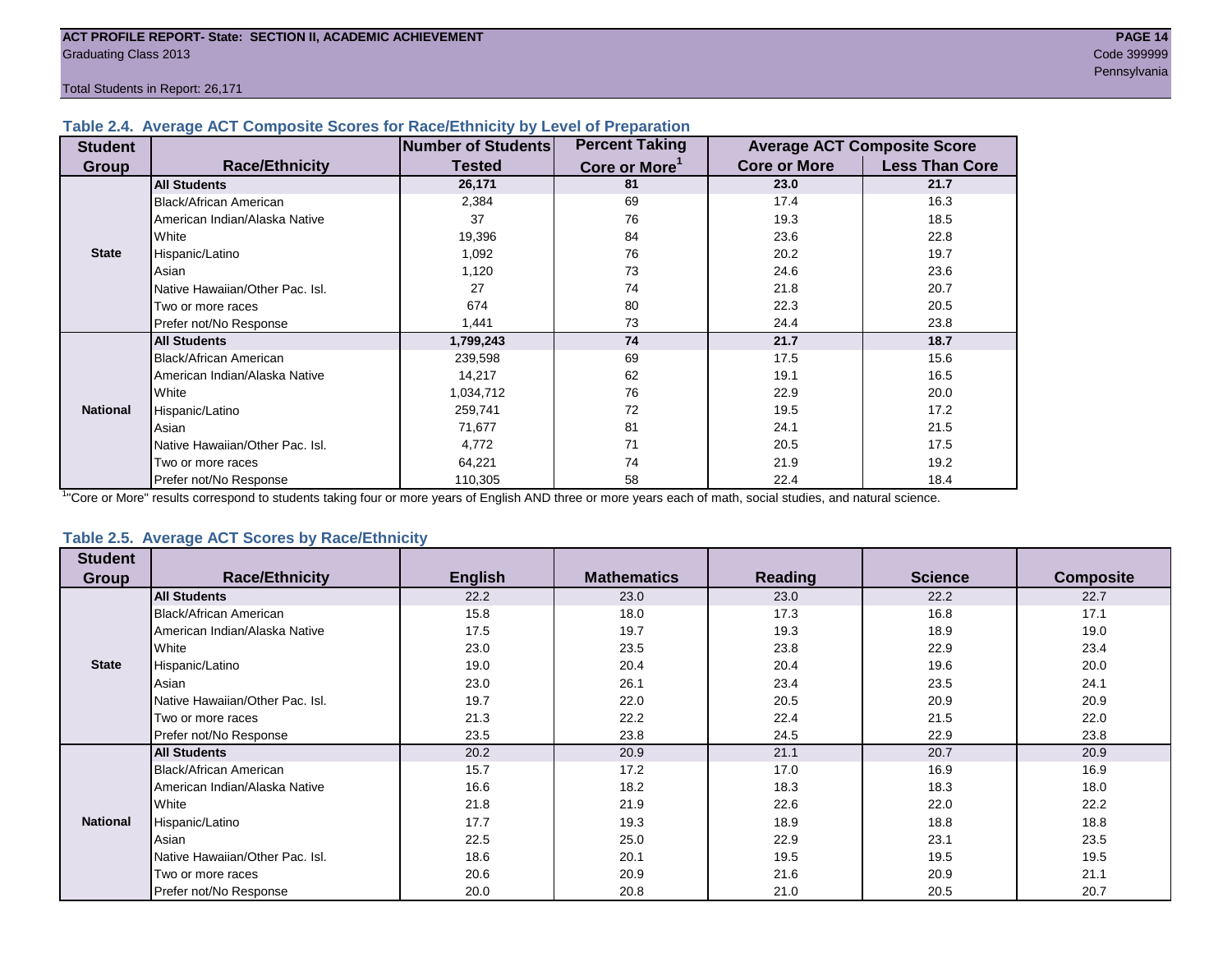## Table 2.4. Average ACT Composite Scores for Race/Ethnicity by Level of Preparation

| Student Group | Race/Ethnicity | Number of Students Tested | Percent Taking Core or More[1] | Average ACT Composite Score: Core or More | Average ACT Composite Score: Less Than Core |
|---|---|---|---|---|---|
| State | **All Students** | **26,171** | **81** | **23.0** | **21.7** |
| | Black/African American | 2,384 | 69 | 17.4 | 16.3 |
| | American Indian/Alaska Native | 37 | 76 | 19.3 | 18.5 |
| | White | 19,396 | 84 | 23.6 | 22.8 |
| | Hispanic/Latino | 1,092 | 76 | 20.2 | 19.7 |
| | Asian | 1,120 | 73 | 24.6 | 23.6 |
| | Native Hawaiian/Other Pac. Isl. | 27 | 74 | 21.8 | 20.7 |
| | Two or more races | 674 | 80 | 22.3 | 20.5 |
| | Prefer not/No Response | 1,441 | 73 | 24.4 | 23.8 |
| National | **All Students** | **1,799,243** | **74** | **21.7** | **18.7** |
| | Black/African American | 239,598 | 69 | 17.5 | 15.6 |
| | American Indian/Alaska Native | 14,217 | 62 | 19.1 | 16.5 |
| | White | 1,034,712 | 76 | 22.9 | 20.0 |
| | Hispanic/Latino | 259,741 | 72 | 19.5 | 17.2 |
| | Asian | 71,677 | 81 | 24.1 | 21.5 |
| | Native Hawaiian/Other Pac. Isl. | 4,772 | 71 | 20.5 | 17.5 |
| | Two or more races | 64,221 | 74 | 21.9 | 19.2 |
| | Prefer not/No Response | 110,305 | 58 | 22.4 | 18.4 |

[1]"Core or More" results correspond to students taking four or more years of English AND three or more years each of math, social studies, and natural science.

## Table 2.5. Average ACT Scores by Race/Ethnicity

| Student Group | Race/Ethnicity | English | Mathematics | Reading | Science | Composite |
|---|---|---|---|---|---|---|
| State | **All Students** | 22.2 | 23.0 | 23.0 | 22.2 | 22.7 |
| | Black/African American | 15.8 | 18.0 | 17.3 | 16.8 | 17.1 |
| | American Indian/Alaska Native | 17.5 | 19.7 | 19.3 | 18.9 | 19.0 |
| | White | 23.0 | 23.5 | 23.8 | 22.9 | 23.4 |
| | Hispanic/Latino | 19.0 | 20.4 | 20.4 | 19.6 | 20.0 |
| | Asian | 23.0 | 26.1 | 23.4 | 23.5 | 24.1 |
| | Native Hawaiian/Other Pac. Isl. | 19.7 | 22.0 | 20.5 | 20.9 | 20.9 |
| | Two or more races | 21.3 | 22.2 | 22.4 | 21.5 | 22.0 |
| | Prefer not/No Response | 23.5 | 23.8 | 24.5 | 22.9 | 23.8 |
| National | **All Students** | 20.2 | 20.9 | 21.1 | 20.7 | 20.9 |
| | Black/African American | 15.7 | 17.2 | 17.0 | 16.9 | 16.9 |
| | American Indian/Alaska Native | 16.6 | 18.2 | 18.3 | 18.3 | 18.0 |
| | White | 21.8 | 21.9 | 22.6 | 22.0 | 22.2 |
| | Hispanic/Latino | 17.7 | 19.3 | 18.9 | 18.8 | 18.8 |
| | Asian | 22.5 | 25.0 | 22.9 | 23.1 | 23.5 |
| | Native Hawaiian/Other Pac. Isl. | 18.6 | 20.1 | 19.5 | 19.5 | 19.5 |
| | Two or more races | 20.6 | 20.9 | 21.6 | 20.9 | 21.1 |
| | Prefer not/No Response | 20.0 | 20.8 | 21.0 | 20.5 | 20.7 |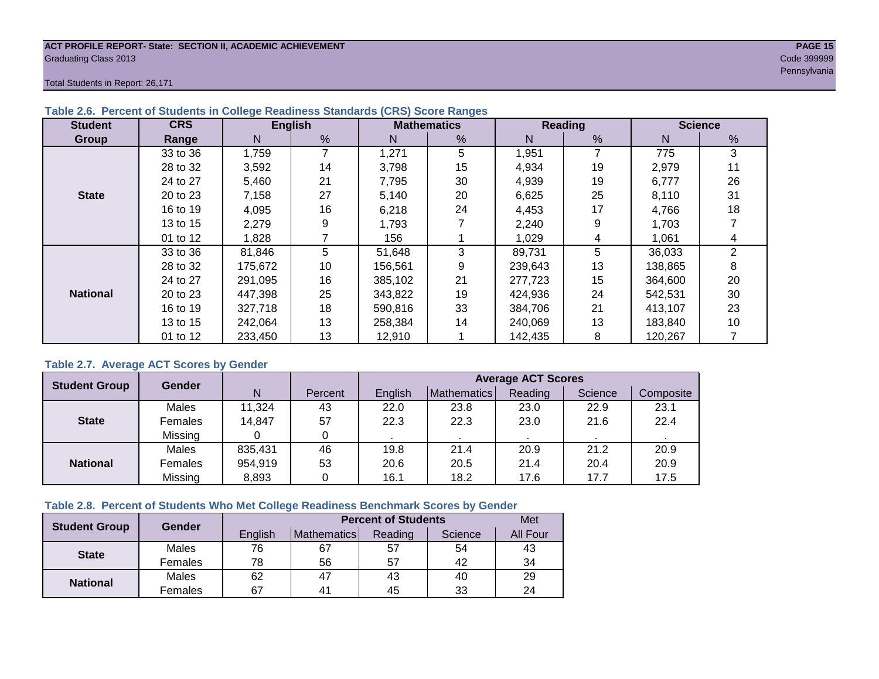ACT PROFILE REPORT- State: SECTION II, ACADEMIC ACHIEVEMENT
Graduating Class 2013
Code 399999
Pennsylvania

Total Students in Report: 26,171

### Table 2.6. Percent of Students in College Readiness Standards (CRS) Score Ranges

| Student Group | CRS Range | English | | Mathematics | | Reading | | Science | |
|---|---|---|---|---|---|---|---|---|---|
| | | N | % | N | % | N | % | N | % |
| State | 33 to 36 | 1,759 | 7 | 1,271 | 5 | 1,951 | 7 | 775 | 3 |
| | 28 to 32 | 3,592 | 14 | 3,798 | 15 | 4,934 | 19 | 2,979 | 11 |
| | 24 to 27 | 5,460 | 21 | 7,795 | 30 | 4,939 | 19 | 6,777 | 26 |
| | 20 to 23 | 7,158 | 27 | 5,140 | 20 | 6,625 | 25 | 8,110 | 31 |
| | 16 to 19 | 4,095 | 16 | 6,218 | 24 | 4,453 | 17 | 4,766 | 18 |
| | 13 to 15 | 2,279 | 9 | 1,793 | 7 | 2,240 | 9 | 1,703 | 7 |
| | 01 to 12 | 1,828 | 7 | 156 | 1 | 1,029 | 4 | 1,061 | 4 |
| National | 33 to 36 | 81,846 | 5 | 51,648 | 3 | 89,731 | 5 | 36,033 | 2 |
| | 28 to 32 | 175,672 | 10 | 156,561 | 9 | 239,643 | 13 | 138,865 | 8 |
| | 24 to 27 | 291,095 | 16 | 385,102 | 21 | 277,723 | 15 | 364,600 | 20 |
| | 20 to 23 | 447,398 | 25 | 343,822 | 19 | 424,936 | 24 | 542,531 | 30 |
| | 16 to 19 | 327,718 | 18 | 590,816 | 33 | 384,706 | 21 | 413,107 | 23 |
| | 13 to 15 | 242,064 | 13 | 258,384 | 14 | 240,069 | 13 | 183,840 | 10 |
| | 01 to 12 | 233,450 | 13 | 12,910 | 1 | 142,435 | 8 | 120,267 | 7 |

### Table 2.7. Average ACT Scores by Gender

| Student Group | Gender | N | Percent | Average ACT Scores | | | | |
|---|---|---|---|---|---|---|---|---|
| | | | | English | Mathematics | Reading | Science | Composite |
| State | Males | 11,324 | 43 | 22.0 | 23.8 | 23.0 | 22.9 | 23.1 |
| | Females | 14,847 | 57 | 22.3 | 22.3 | 23.0 | 21.6 | 22.4 |
| | Missing | 0 | 0 | . | . | . | . | . |
| National | Males | 835,431 | 46 | 19.8 | 21.4 | 20.9 | 21.2 | 20.9 |
| | Females | 954,919 | 53 | 20.6 | 20.5 | 21.4 | 20.4 | 20.9 |
| | Missing | 8,893 | 0 | 16.1 | 18.2 | 17.6 | 17.7 | 17.5 |

### Table 2.8. Percent of Students Who Met College Readiness Benchmark Scores by Gender

| Student Group | Gender | Percent of Students | | | | Met |
|---|---|---|---|---|---|---|
| | | English | Mathematics | Reading | Science | All Four |
| State | Males | 76 | 67 | 57 | 54 | 43 |
| | Females | 78 | 56 | 57 | 42 | 34 |
| National | Males | 62 | 47 | 43 | 40 | 29 |
| | Females | 67 | 41 | 45 | 33 | 24 |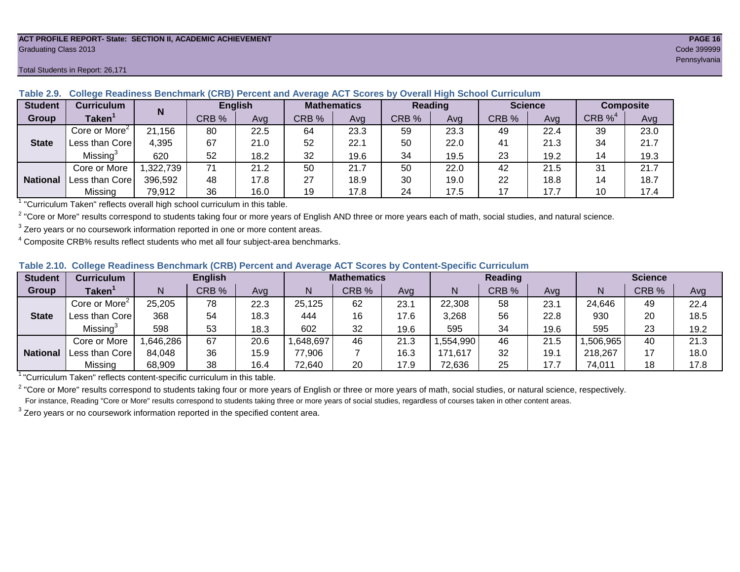**ACT PROFILE REPORT- State: SECTION II, ACADEMIC ACHIEVEMENT**
Graduating Class 2013
Code 399999
Pennsylvania
Total Students in Report: 26,171

### Table 2.9. College Readiness Benchmark (CRB) Percent and Average ACT Scores by Overall High School Curriculum

| Student Group | Curriculum Taken[1] | N | English | | Mathematics | | Reading | | Science | | Composite | |
|---|---|---|---|---|---|---|---|---|---|---|---|---|
| | | | CRB % | Avg | CRB % | Avg | CRB % | Avg | CRB % | Avg | CRB %[4] | Avg |
| State | Core or More[2] | 21,156 | 80 | 22.5 | 64 | 23.3 | 59 | 23.3 | 49 | 22.4 | 39 | 23.0 |
| | Less than Core | 4,395 | 67 | 21.0 | 52 | 22.1 | 50 | 22.0 | 41 | 21.3 | 34 | 21.7 |
| | Missing[3] | 620 | 52 | 18.2 | 32 | 19.6 | 34 | 19.5 | 23 | 19.2 | 14 | 19.3 |
| National | Core or More | 1,322,739 | 71 | 21.2 | 50 | 21.7 | 50 | 22.0 | 42 | 21.5 | 31 | 21.7 |
| | Less than Core | 396,592 | 48 | 17.8 | 27 | 18.9 | 30 | 19.0 | 22 | 18.8 | 14 | 18.7 |
| | Missing | 79,912 | 36 | 16.0 | 19 | 17.8 | 24 | 17.5 | 17 | 17.7 | 10 | 17.4 |

[1] "Curriculum Taken" reflects overall high school curriculum in this table.

[2] "Core or More" results correspond to students taking four or more years of English AND three or more years each of math, social studies, and natural science.

[3] Zero years or no coursework information reported in one or more content areas.

[4] Composite CRB% results reflect students who met all four subject-area benchmarks.

### Table 2.10. College Readiness Benchmark (CRB) Percent and Average ACT Scores by Content-Specific Curriculum

| Student Group | Curriculum Taken[1] | English | | | Mathematics | | | Reading | | | Science | | |
|---|---|---|---|---|---|---|---|---|---|---|---|---|---|
| | | N | CRB % | Avg | N | CRB % | Avg | N | CRB % | Avg | N | CRB % | Avg |
| State | Core or More[2] | 25,205 | 78 | 22.3 | 25,125 | 62 | 23.1 | 22,308 | 58 | 23.1 | 24,646 | 49 | 22.4 |
| | Less than Core | 368 | 54 | 18.3 | 444 | 16 | 17.6 | 3,268 | 56 | 22.8 | 930 | 20 | 18.5 |
| | Missing[3] | 598 | 53 | 18.3 | 602 | 32 | 19.6 | 595 | 34 | 19.6 | 595 | 23 | 19.2 |
| National | Core or More | 1,646,286 | 67 | 20.6 | 1,648,697 | 46 | 21.3 | 1,554,990 | 46 | 21.5 | 1,506,965 | 40 | 21.3 |
| | Less than Core | 84,048 | 36 | 15.9 | 77,906 | 7 | 16.3 | 171,617 | 32 | 19.1 | 218,267 | 17 | 18.0 |
| | Missing | 68,909 | 38 | 16.4 | 72,640 | 20 | 17.9 | 72,636 | 25 | 17.7 | 74,011 | 18 | 17.8 |

[1] "Curriculum Taken" reflects content-specific curriculum in this table.

[2] "Core or More" results correspond to students taking four or more years of English or three or more years of math, social studies, or natural science, respectively.
For instance, Reading "Core or More" results correspond to students taking three or more years of social studies, regardless of courses taken in other content areas.

[3] Zero years or no coursework information reported in the specified content area.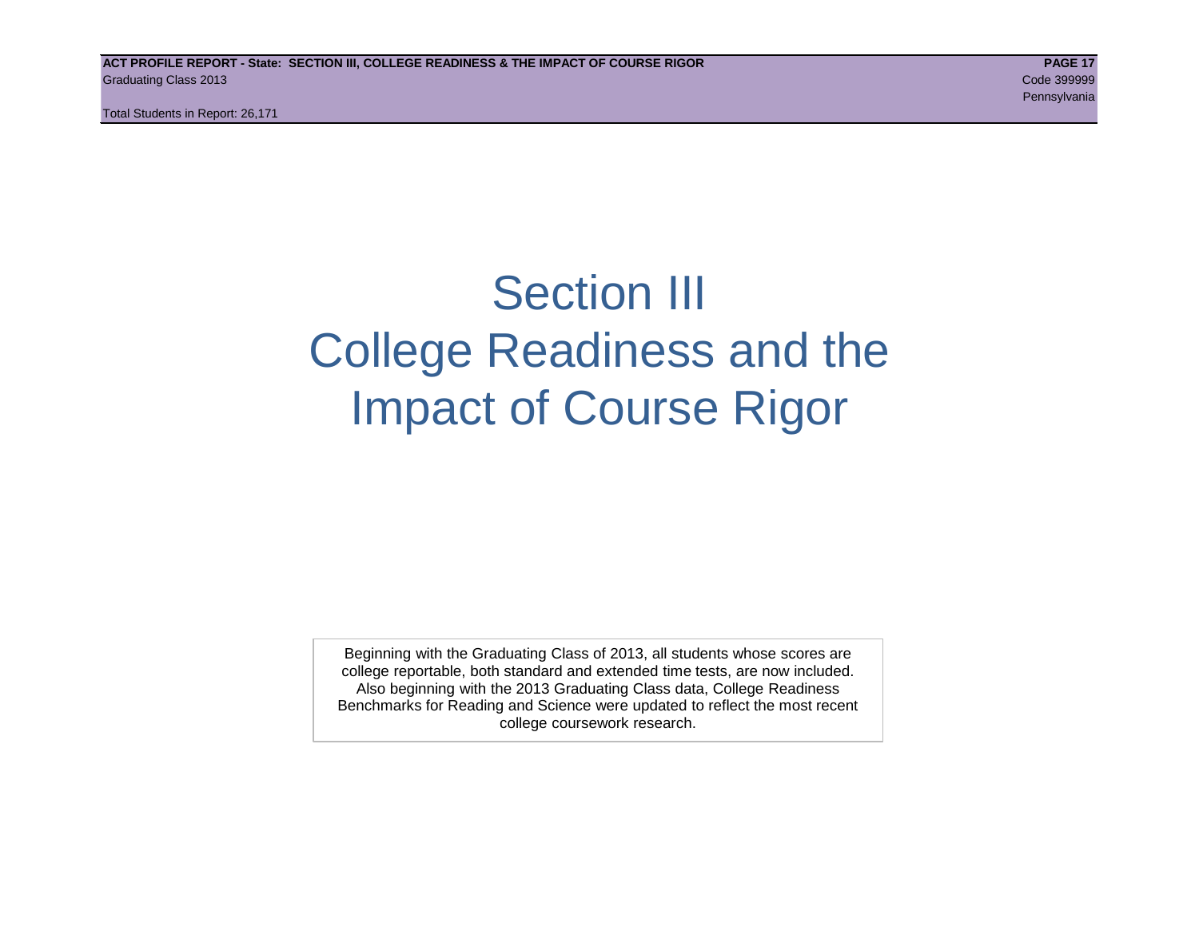# Section III College Readiness and the Impact of Course Rigor

Beginning with the Graduating Class of 2013, all students whose scores are college reportable, both standard and extended time tests, are now included. Also beginning with the 2013 Graduating Class data, College Readiness Benchmarks for Reading and Science were updated to reflect the most recent college coursework research.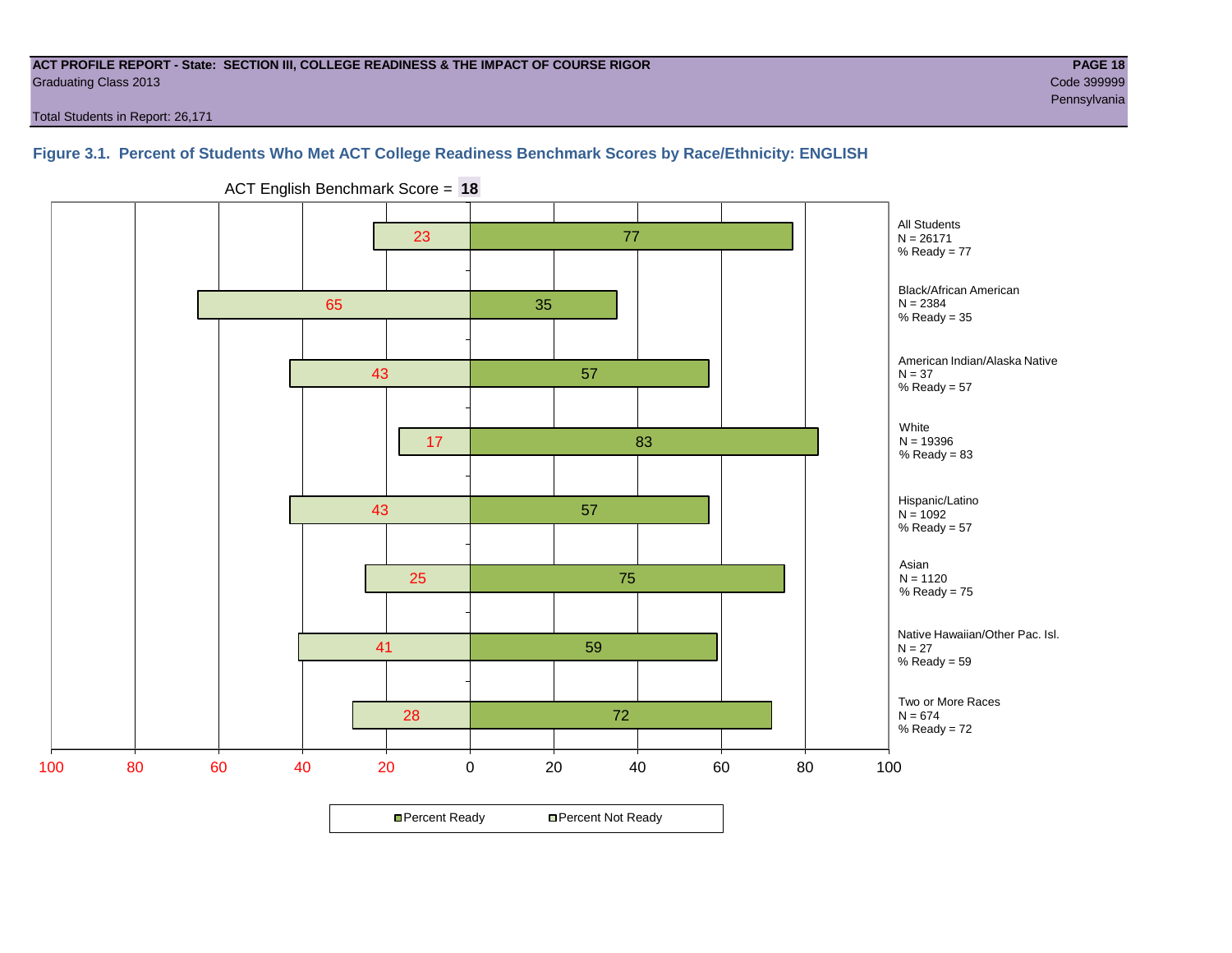**ACT PROFILE REPORT - State: SECTION III, COLLEGE READINESS & THE IMPACT OF COURSE RIGOR**

Graduating Class 2013

Code 399999

Pennsylvania

Total Students in Report: 26,171

### Figure 3.1. Percent of Students Who Met ACT College Readiness Benchmark Scores by Race/Ethnicity: ENGLISH

ACT English Benchmark Score = **18**

| Group | N | Percent Not Ready | Percent Ready |
|---|---|---|---|
| All Students | 26171 | 23 | 77 |
| Black/African American | 2384 | 65 | 35 |
| American Indian/Alaska Native | 37 | 43 | 57 |
| White | 19396 | 17 | 83 |
| Hispanic/Latino | 1092 | 43 | 57 |
| Asian | 1120 | 25 | 75 |
| Native Hawaiian/Other Pac. Isl. | 27 | 41 | 59 |
| Two or More Races | 674 | 28 | 72 |

Percent Ready / Percent Not Ready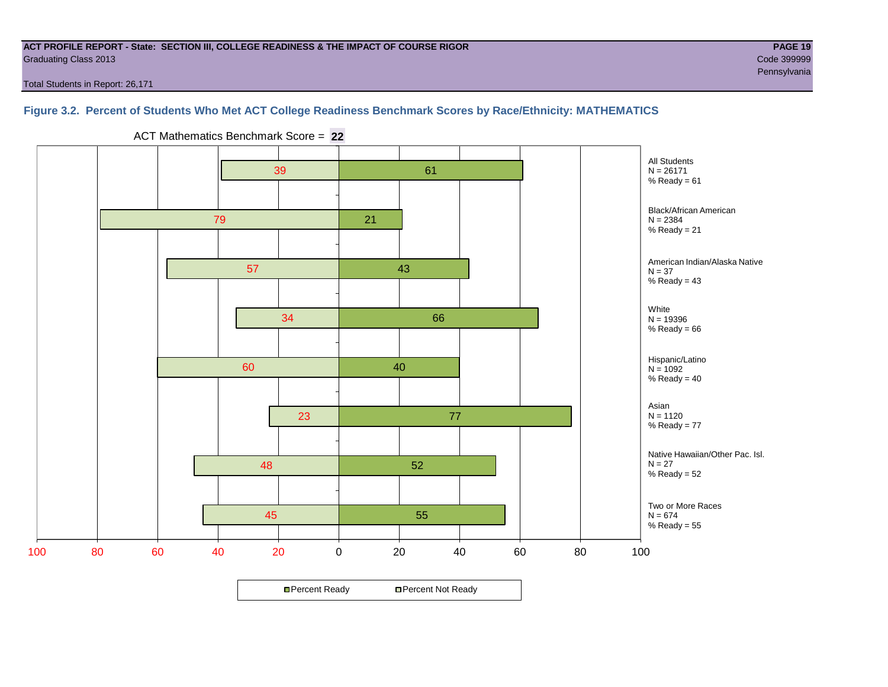**ACT PROFILE REPORT - State: SECTION III, COLLEGE READINESS & THE IMPACT OF COURSE RIGOR**
Graduating Class 2013

Code 399999
Pennsylvania

Total Students in Report: 26,171

### Figure 3.2. Percent of Students Who Met ACT College Readiness Benchmark Scores by Race/Ethnicity: MATHEMATICS

ACT Mathematics Benchmark Score = **22**

| Group | N | Percent Not Ready | Percent Ready |
|---|---|---|---|
| All Students | 26171 | 39 | 61 |
| Black/African American | 2384 | 79 | 21 |
| American Indian/Alaska Native | 37 | 57 | 43 |
| White | 19396 | 34 | 66 |
| Hispanic/Latino | 1092 | 60 | 40 |
| Asian | 1120 | 23 | 77 |
| Native Hawaiian/Other Pac. Isl. | 27 | 48 | 52 |
| Two or More Races | 674 | 45 | 55 |

Percent Ready / Percent Not Ready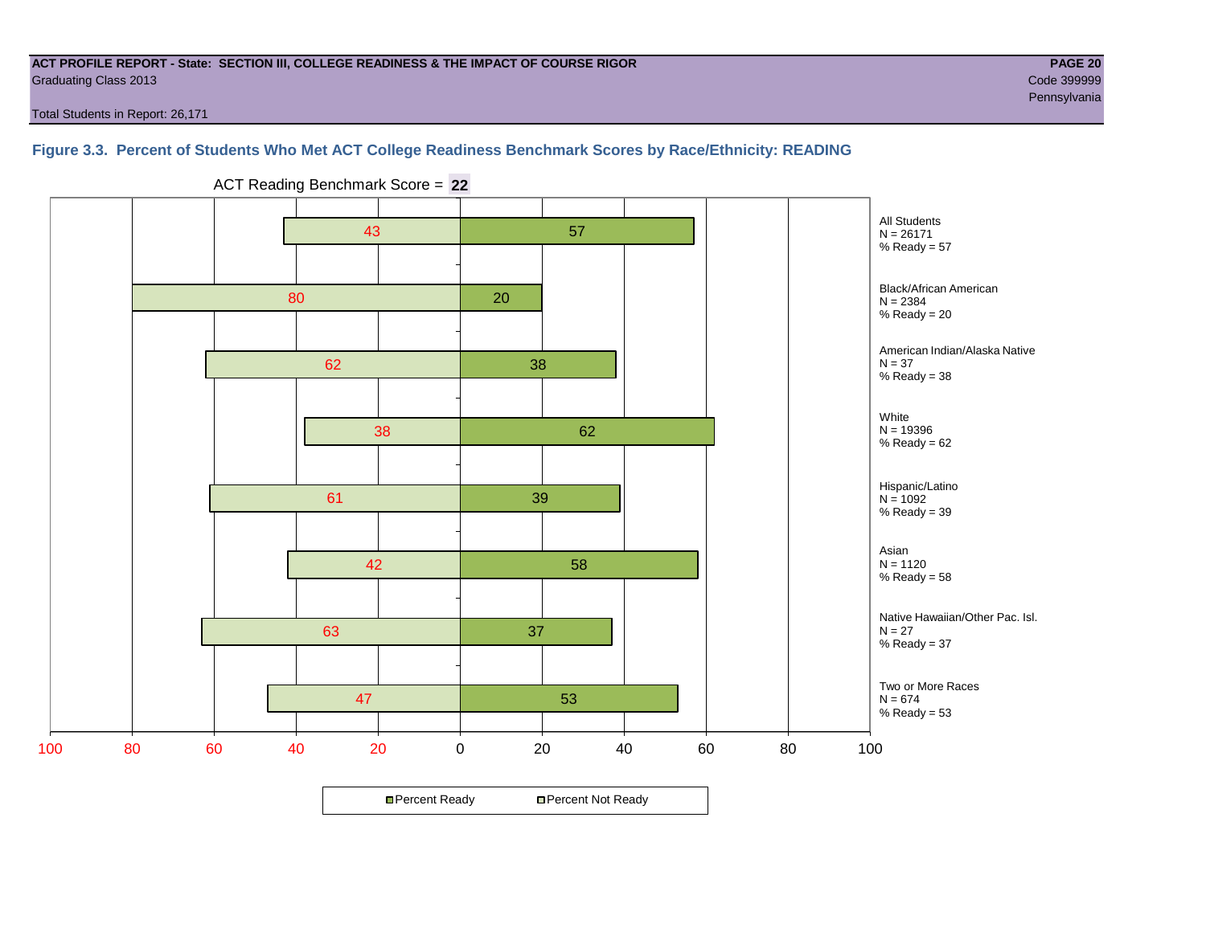**ACT PROFILE REPORT - State: SECTION III, COLLEGE READINESS & THE IMPACT OF COURSE RIGOR**
Graduating Class 2013

Code 399999
Pennsylvania

Total Students in Report: 26,171

### Figure 3.3. Percent of Students Who Met ACT College Readiness Benchmark Scores by Race/Ethnicity: READING

ACT Reading Benchmark Score = **22**

| Group | N | Percent Not Ready | Percent Ready |
|---|---|---|---|
| All Students | 26171 | 43 | 57 |
| Black/African American | 2384 | 80 | 20 |
| American Indian/Alaska Native | 37 | 62 | 38 |
| White | 19396 | 38 | 62 |
| Hispanic/Latino | 1092 | 61 | 39 |
| Asian | 1120 | 42 | 58 |
| Native Hawaiian/Other Pac. Isl. | 27 | 63 | 37 |
| Two or More Races | 674 | 47 | 53 |

All Students
N = 26171
% Ready = 57

Black/African American
N = 2384
% Ready = 20

American Indian/Alaska Native
N = 37
% Ready = 38

White
N = 19396
% Ready = 62

Hispanic/Latino
N = 1092
% Ready = 39

Asian
N = 1120
% Ready = 58

Native Hawaiian/Other Pac. Isl.
N = 27
% Ready = 37

Two or More Races
N = 674
% Ready = 53

Percent Ready   Percent Not Ready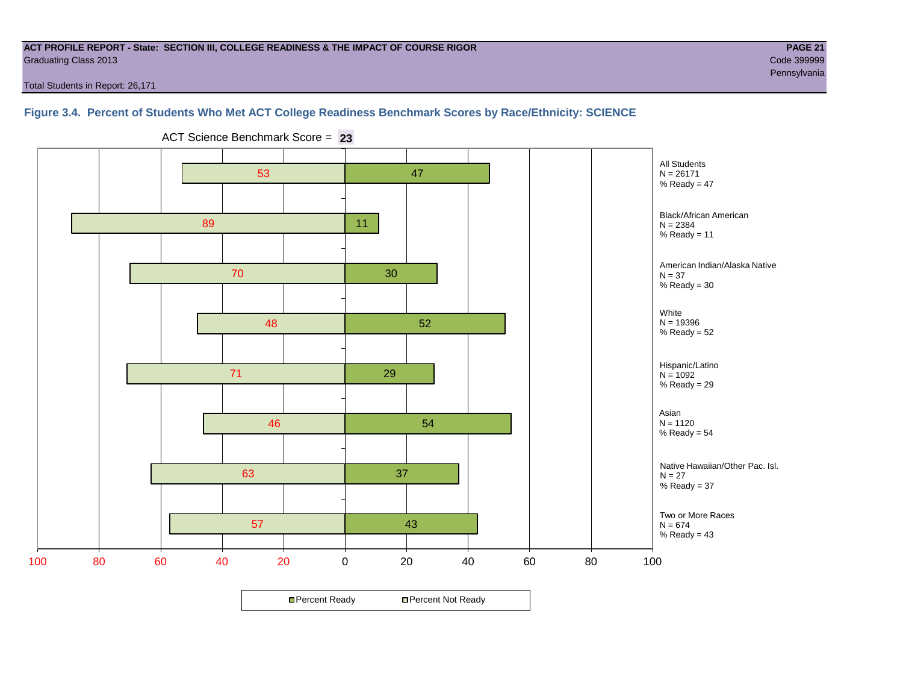**ACT PROFILE REPORT - State: SECTION III, COLLEGE READINESS & THE IMPACT OF COURSE RIGOR**

Graduating Class 2013

Code 399999

Pennsylvania

Total Students in Report: 26,171

### Figure 3.4. Percent of Students Who Met ACT College Readiness Benchmark Scores by Race/Ethnicity: SCIENCE

ACT Science Benchmark Score = **23**

| Group | N | Percent Not Ready | Percent Ready |
|---|---|---|---|
| All Students | 26171 | 53 | 47 |
| Black/African American | 2384 | 89 | 11 |
| American Indian/Alaska Native | 37 | 70 | 30 |
| White | 19396 | 48 | 52 |
| Hispanic/Latino | 1092 | 71 | 29 |
| Asian | 1120 | 46 | 54 |
| Native Hawaiian/Other Pac. Isl. | 27 | 63 | 37 |
| Two or More Races | 674 | 57 | 43 |

Percent Ready | Percent Not Ready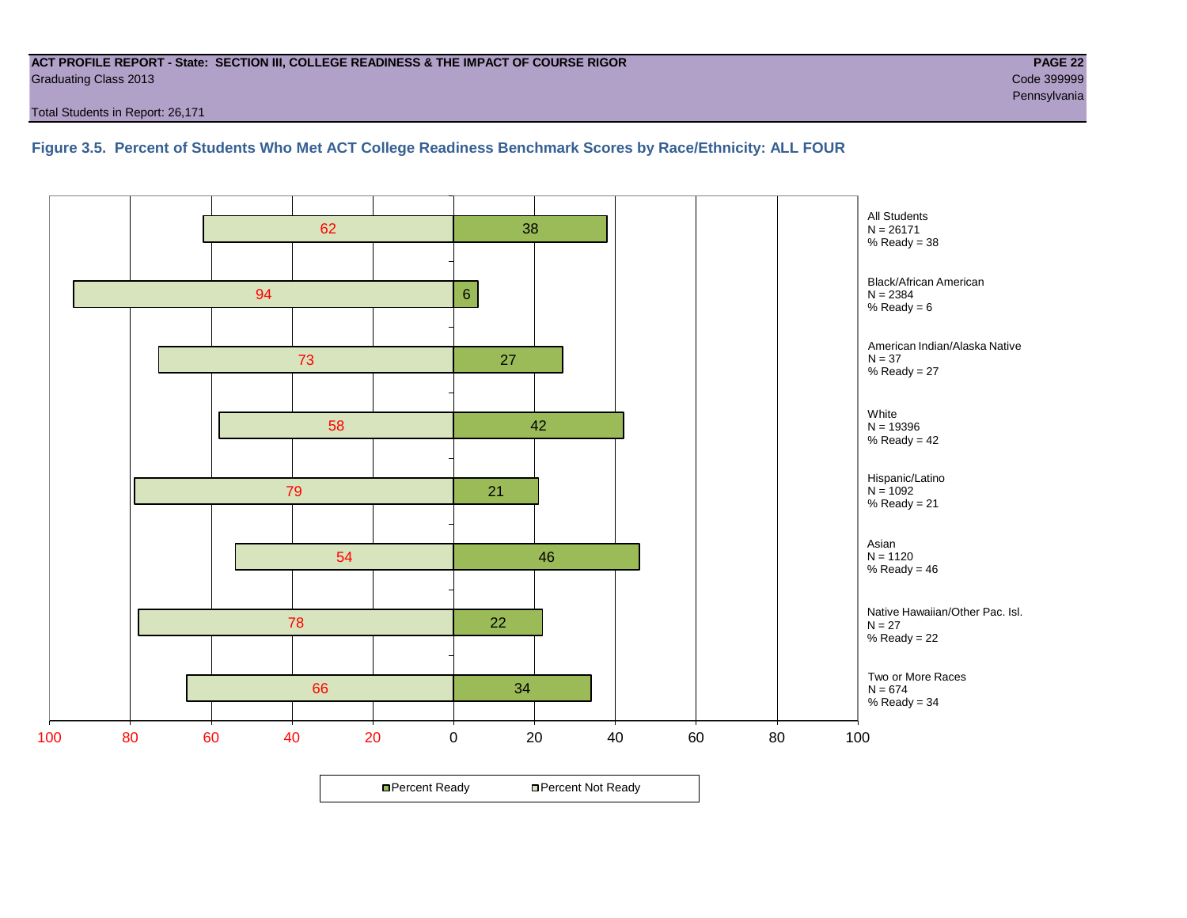ACT PROFILE REPORT - State: SECTION III, COLLEGE READINESS & THE IMPACT OF COURSE RIGOR

Graduating Class 2013

Code 399999

Pennsylvania

Total Students in Report: 26,171

### Figure 3.5. Percent of Students Who Met ACT College Readiness Benchmark Scores by Race/Ethnicity: ALL FOUR

| Group | N | Percent Not Ready | Percent Ready |
|---|---|---|---|
| All Students | 26171 | 62 | 38 |
| Black/African American | 2384 | 94 | 6 |
| American Indian/Alaska Native | 37 | 73 | 27 |
| White | 19396 | 58 | 42 |
| Hispanic/Latino | 1092 | 79 | 21 |
| Asian | 1120 | 54 | 46 |
| Native Hawaiian/Other Pac. Isl. | 27 | 78 | 22 |
| Two or More Races | 674 | 66 | 34 |

Percent Ready | Percent Not Ready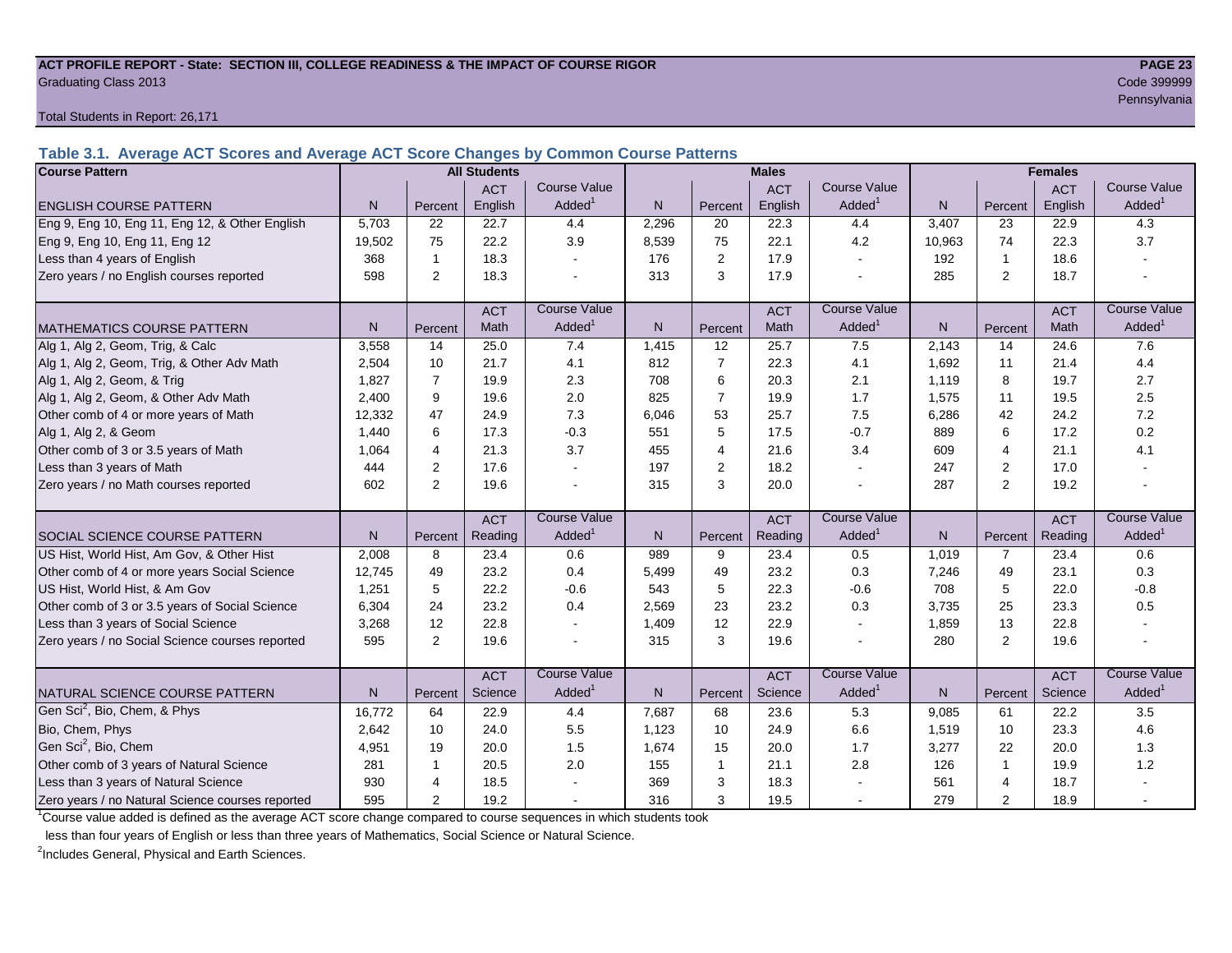**ACT PROFILE REPORT - State: SECTION III, COLLEGE READINESS & THE IMPACT OF COURSE RIGOR**

Graduating Class 2013

Code 399999

Pennsylvania

Total Students in Report: 26,171

### Table 3.1. Average ACT Scores and Average ACT Score Changes by Common Course Patterns

| Course Pattern | All Students | | | | Males | | | | Females | | | |
|---|---|---|---|---|---|---|---|---|---|---|---|---|
| ENGLISH COURSE PATTERN | N | Percent | ACT English | Course Value Added[1] | N | Percent | ACT English | Course Value Added[1] | N | Percent | ACT English | Course Value Added[1] |
| Eng 9, Eng 10, Eng 11, Eng 12, & Other English | 5,703 | 22 | 22.7 | 4.4 | 2,296 | 20 | 22.3 | 4.4 | 3,407 | 23 | 22.9 | 4.3 |
| Eng 9, Eng 10, Eng 11, Eng 12 | 19,502 | 75 | 22.2 | 3.9 | 8,539 | 75 | 22.1 | 4.2 | 10,963 | 74 | 22.3 | 3.7 |
| Less than 4 years of English | 368 | 1 | 18.3 | - | 176 | 2 | 17.9 | - | 192 | 1 | 18.6 | - |
| Zero years / no English courses reported | 598 | 2 | 18.3 | - | 313 | 3 | 17.9 | - | 285 | 2 | 18.7 | - |
| MATHEMATICS COURSE PATTERN | N | Percent | ACT Math | Course Value Added[1] | N | Percent | ACT Math | Course Value Added[1] | N | Percent | ACT Math | Course Value Added[1] |
| Alg 1, Alg 2, Geom, Trig, & Calc | 3,558 | 14 | 25.0 | 7.4 | 1,415 | 12 | 25.7 | 7.5 | 2,143 | 14 | 24.6 | 7.6 |
| Alg 1, Alg 2, Geom, Trig, & Other Adv Math | 2,504 | 10 | 21.7 | 4.1 | 812 | 7 | 22.3 | 4.1 | 1,692 | 11 | 21.4 | 4.4 |
| Alg 1, Alg 2, Geom, & Trig | 1,827 | 7 | 19.9 | 2.3 | 708 | 6 | 20.3 | 2.1 | 1,119 | 8 | 19.7 | 2.7 |
| Alg 1, Alg 2, Geom, & Other Adv Math | 2,400 | 9 | 19.6 | 2.0 | 825 | 7 | 19.9 | 1.7 | 1,575 | 11 | 19.5 | 2.5 |
| Other comb of 4 or more years of Math | 12,332 | 47 | 24.9 | 7.3 | 6,046 | 53 | 25.7 | 7.5 | 6,286 | 42 | 24.2 | 7.2 |
| Alg 1, Alg 2, & Geom | 1,440 | 6 | 17.3 | -0.3 | 551 | 5 | 17.5 | -0.7 | 889 | 6 | 17.2 | 0.2 |
| Other comb of 3 or 3.5 years of Math | 1,064 | 4 | 21.3 | 3.7 | 455 | 4 | 21.6 | 3.4 | 609 | 4 | 21.1 | 4.1 |
| Less than 3 years of Math | 444 | 2 | 17.6 | - | 197 | 2 | 18.2 | - | 247 | 2 | 17.0 | - |
| Zero years / no Math courses reported | 602 | 2 | 19.6 | - | 315 | 3 | 20.0 | - | 287 | 2 | 19.2 | - |
| SOCIAL SCIENCE COURSE PATTERN | N | Percent | ACT Reading | Course Value Added[1] | N | Percent | ACT Reading | Course Value Added[1] | N | Percent | ACT Reading | Course Value Added[1] |
| US Hist, World Hist, Am Gov, & Other Hist | 2,008 | 8 | 23.4 | 0.6 | 989 | 9 | 23.4 | 0.5 | 1,019 | 7 | 23.4 | 0.6 |
| Other comb of 4 or more years Social Science | 12,745 | 49 | 23.2 | 0.4 | 5,499 | 49 | 23.2 | 0.3 | 7,246 | 49 | 23.1 | 0.3 |
| US Hist, World Hist, & Am Gov | 1,251 | 5 | 22.2 | -0.6 | 543 | 5 | 22.3 | -0.6 | 708 | 5 | 22.0 | -0.8 |
| Other comb of 3 or 3.5 years of Social Science | 6,304 | 24 | 23.2 | 0.4 | 2,569 | 23 | 23.2 | 0.3 | 3,735 | 25 | 23.3 | 0.5 |
| Less than 3 years of Social Science | 3,268 | 12 | 22.8 | - | 1,409 | 12 | 22.9 | - | 1,859 | 13 | 22.8 | - |
| Zero years / no Social Science courses reported | 595 | 2 | 19.6 | - | 315 | 3 | 19.6 | - | 280 | 2 | 19.6 | - |
| NATURAL SCIENCE COURSE PATTERN | N | Percent | ACT Science | Course Value Added[1] | N | Percent | ACT Science | Course Value Added[1] | N | Percent | ACT Science | Course Value Added[1] |
| Gen Sci[2], Bio, Chem, & Phys | 16,772 | 64 | 22.9 | 4.4 | 7,687 | 68 | 23.6 | 5.3 | 9,085 | 61 | 22.2 | 3.5 |
| Bio, Chem, Phys | 2,642 | 10 | 24.0 | 5.5 | 1,123 | 10 | 24.9 | 6.6 | 1,519 | 10 | 23.3 | 4.6 |
| Gen Sci[2], Bio, Chem | 4,951 | 19 | 20.0 | 1.5 | 1,674 | 15 | 20.0 | 1.7 | 3,277 | 22 | 20.0 | 1.3 |
| Other comb of 3 years of Natural Science | 281 | 1 | 20.5 | 2.0 | 155 | 1 | 21.1 | 2.8 | 126 | 1 | 19.9 | 1.2 |
| Less than 3 years of Natural Science | 930 | 4 | 18.5 | - | 369 | 3 | 18.3 | - | 561 | 4 | 18.7 | - |
| Zero years / no Natural Science courses reported | 595 | 2 | 19.2 | - | 316 | 3 | 19.5 | - | 279 | 2 | 18.9 | - |

[1] Course value added is defined as the average ACT score change compared to course sequences in which students took less than four years of English or less than three years of Mathematics, Social Science or Natural Science.

[2] Includes General, Physical and Earth Sciences.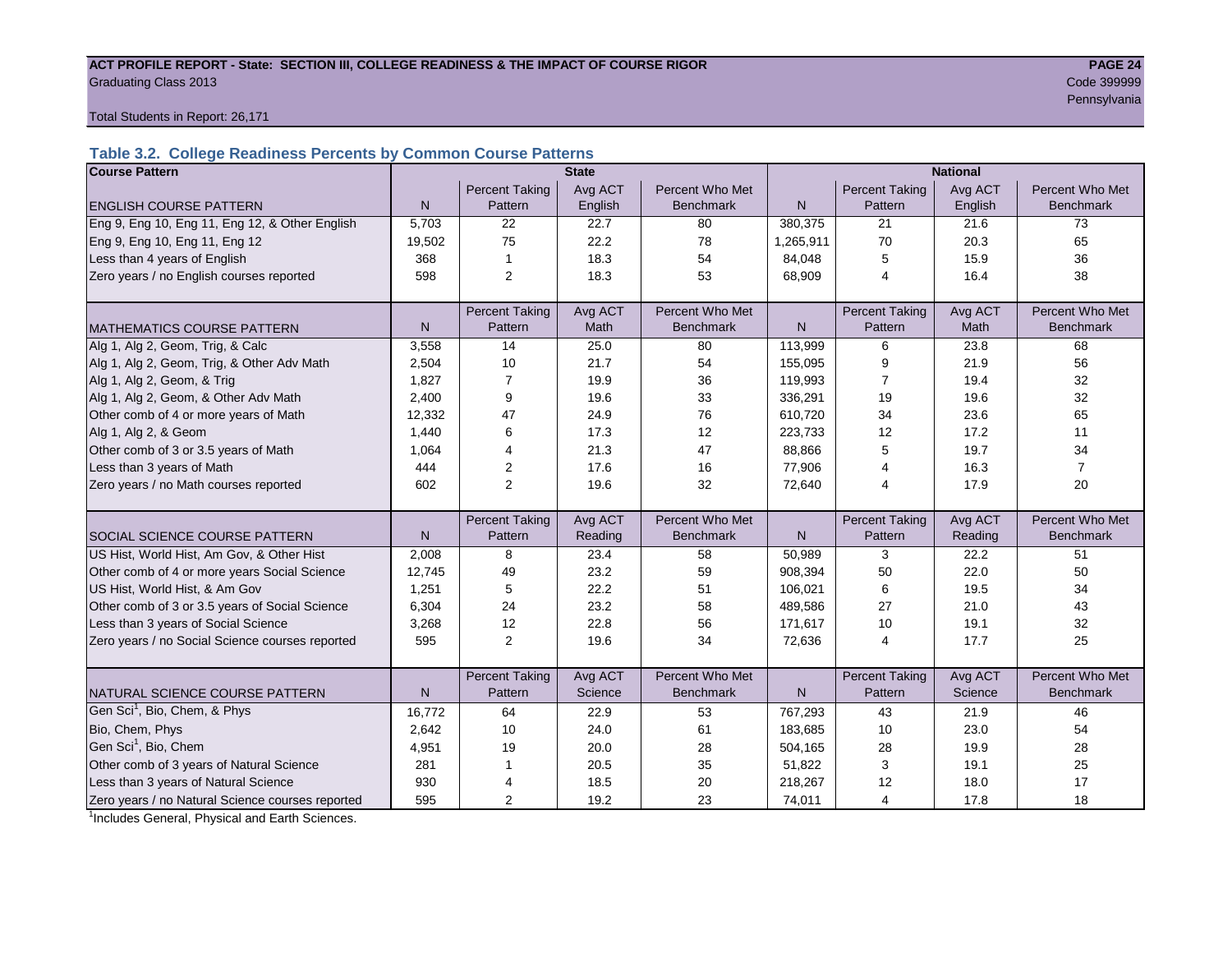**ACT PROFILE REPORT - State: SECTION III, COLLEGE READINESS & THE IMPACT OF COURSE RIGOR**
Graduating Class 2013

Code 399999
Pennsylvania

Total Students in Report: 26,171

### Table 3.2. College Readiness Percents by Common Course Patterns

| Course Pattern | State | | | | National | | | |
|---|---|---|---|---|---|---|---|---|
| ENGLISH COURSE PATTERN | N | Percent Taking Pattern | Avg ACT English | Percent Who Met Benchmark | N | Percent Taking Pattern | Avg ACT English | Percent Who Met Benchmark |
| Eng 9, Eng 10, Eng 11, Eng 12, & Other English | 5,703 | 22 | 22.7 | 80 | 380,375 | 21 | 21.6 | 73 |
| Eng 9, Eng 10, Eng 11, Eng 12 | 19,502 | 75 | 22.2 | 78 | 1,265,911 | 70 | 20.3 | 65 |
| Less than 4 years of English | 368 | 1 | 18.3 | 54 | 84,048 | 5 | 15.9 | 36 |
| Zero years / no English courses reported | 598 | 2 | 18.3 | 53 | 68,909 | 4 | 16.4 | 38 |
| MATHEMATICS COURSE PATTERN | N | Percent Taking Pattern | Avg ACT Math | Percent Who Met Benchmark | N | Percent Taking Pattern | Avg ACT Math | Percent Who Met Benchmark |
| Alg 1, Alg 2, Geom, Trig, & Calc | 3,558 | 14 | 25.0 | 80 | 113,999 | 6 | 23.8 | 68 |
| Alg 1, Alg 2, Geom, Trig, & Other Adv Math | 2,504 | 10 | 21.7 | 54 | 155,095 | 9 | 21.9 | 56 |
| Alg 1, Alg 2, Geom, & Trig | 1,827 | 7 | 19.9 | 36 | 119,993 | 7 | 19.4 | 32 |
| Alg 1, Alg 2, Geom, & Other Adv Math | 2,400 | 9 | 19.6 | 33 | 336,291 | 19 | 19.6 | 32 |
| Other comb of 4 or more years of Math | 12,332 | 47 | 24.9 | 76 | 610,720 | 34 | 23.6 | 65 |
| Alg 1, Alg 2, & Geom | 1,440 | 6 | 17.3 | 12 | 223,733 | 12 | 17.2 | 11 |
| Other comb of 3 or 3.5 years of Math | 1,064 | 4 | 21.3 | 47 | 88,866 | 5 | 19.7 | 34 |
| Less than 3 years of Math | 444 | 2 | 17.6 | 16 | 77,906 | 4 | 16.3 | 7 |
| Zero years / no Math courses reported | 602 | 2 | 19.6 | 32 | 72,640 | 4 | 17.9 | 20 |
| SOCIAL SCIENCE COURSE PATTERN | N | Percent Taking Pattern | Avg ACT Reading | Percent Who Met Benchmark | N | Percent Taking Pattern | Avg ACT Reading | Percent Who Met Benchmark |
| US Hist, World Hist, Am Gov, & Other Hist | 2,008 | 8 | 23.4 | 58 | 50,989 | 3 | 22.2 | 51 |
| Other comb of 4 or more years Social Science | 12,745 | 49 | 23.2 | 59 | 908,394 | 50 | 22.0 | 50 |
| US Hist, World Hist, & Am Gov | 1,251 | 5 | 22.2 | 51 | 106,021 | 6 | 19.5 | 34 |
| Other comb of 3 or 3.5 years of Social Science | 6,304 | 24 | 23.2 | 58 | 489,586 | 27 | 21.0 | 43 |
| Less than 3 years of Social Science | 3,268 | 12 | 22.8 | 56 | 171,617 | 10 | 19.1 | 32 |
| Zero years / no Social Science courses reported | 595 | 2 | 19.6 | 34 | 72,636 | 4 | 17.7 | 25 |
| NATURAL SCIENCE COURSE PATTERN | N | Percent Taking Pattern | Avg ACT Science | Percent Who Met Benchmark | N | Percent Taking Pattern | Avg ACT Science | Percent Who Met Benchmark |
| Gen Sci[1], Bio, Chem, & Phys | 16,772 | 64 | 22.9 | 53 | 767,293 | 43 | 21.9 | 46 |
| Bio, Chem, Phys | 2,642 | 10 | 24.0 | 61 | 183,685 | 10 | 23.0 | 54 |
| Gen Sci[1], Bio, Chem | 4,951 | 19 | 20.0 | 28 | 504,165 | 28 | 19.9 | 28 |
| Other comb of 3 years of Natural Science | 281 | 1 | 20.5 | 35 | 51,822 | 3 | 19.1 | 25 |
| Less than 3 years of Natural Science | 930 | 4 | 18.5 | 20 | 218,267 | 12 | 18.0 | 17 |
| Zero years / no Natural Science courses reported | 595 | 2 | 19.2 | 23 | 74,011 | 4 | 17.8 | 18 |

[1]Includes General, Physical and Earth Sciences.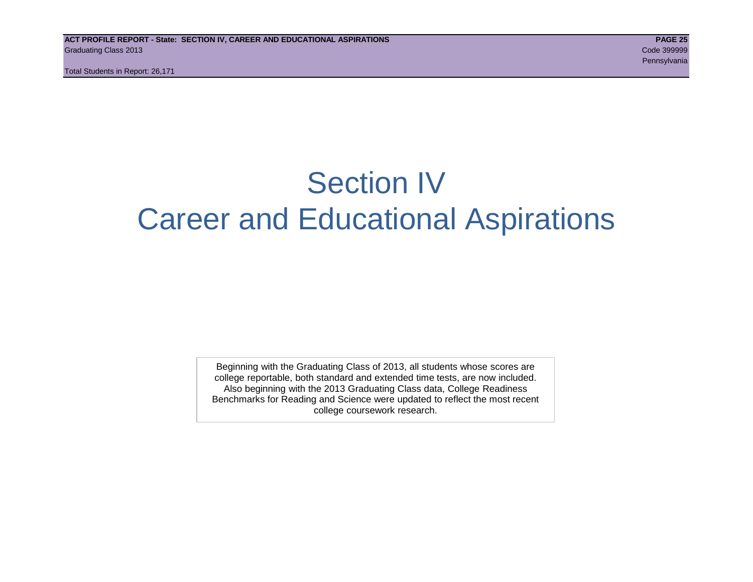# Section IV
# Career and Educational Aspirations

Beginning with the Graduating Class of 2013, all students whose scores are college reportable, both standard and extended time tests, are now included. Also beginning with the 2013 Graduating Class data, College Readiness Benchmarks for Reading and Science were updated to reflect the most recent college coursework research.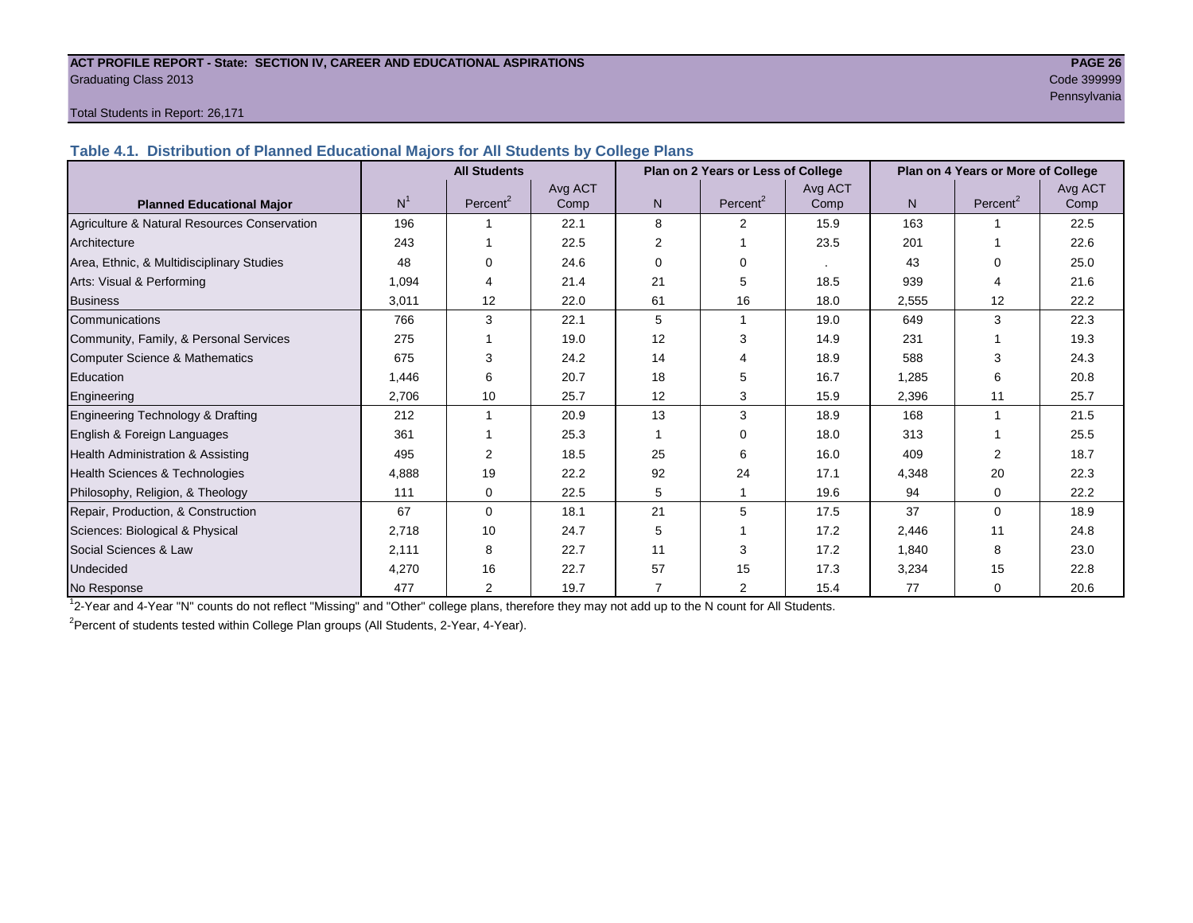Total Students in Report: 26,171

## Table 4.1. Distribution of Planned Educational Majors for All Students by College Plans

| Planned Educational Major | All Students | | | Plan on 2 Years or Less of College | | | Plan on 4 Years or More of College | | |
|---|---|---|---|---|---|---|---|---|---|
| | N[1] | Percent[2] | Avg ACT Comp | N | Percent[2] | Avg ACT Comp | N | Percent[2] | Avg ACT Comp |
| Agriculture & Natural Resources Conservation | 196 | 1 | 22.1 | 8 | 2 | 15.9 | 163 | 1 | 22.5 |
| Architecture | 243 | 1 | 22.5 | 2 | 1 | 23.5 | 201 | 1 | 22.6 |
| Area, Ethnic, & Multidisciplinary Studies | 48 | 0 | 24.6 | 0 | 0 | . | 43 | 0 | 25.0 |
| Arts: Visual & Performing | 1,094 | 4 | 21.4 | 21 | 5 | 18.5 | 939 | 4 | 21.6 |
| Business | 3,011 | 12 | 22.0 | 61 | 16 | 18.0 | 2,555 | 12 | 22.2 |
| Communications | 766 | 3 | 22.1 | 5 | 1 | 19.0 | 649 | 3 | 22.3 |
| Community, Family, & Personal Services | 275 | 1 | 19.0 | 12 | 3 | 14.9 | 231 | 1 | 19.3 |
| Computer Science & Mathematics | 675 | 3 | 24.2 | 14 | 4 | 18.9 | 588 | 3 | 24.3 |
| Education | 1,446 | 6 | 20.7 | 18 | 5 | 16.7 | 1,285 | 6 | 20.8 |
| Engineering | 2,706 | 10 | 25.7 | 12 | 3 | 15.9 | 2,396 | 11 | 25.7 |
| Engineering Technology & Drafting | 212 | 1 | 20.9 | 13 | 3 | 18.9 | 168 | 1 | 21.5 |
| English & Foreign Languages | 361 | 1 | 25.3 | 1 | 0 | 18.0 | 313 | 1 | 25.5 |
| Health Administration & Assisting | 495 | 2 | 18.5 | 25 | 6 | 16.0 | 409 | 2 | 18.7 |
| Health Sciences & Technologies | 4,888 | 19 | 22.2 | 92 | 24 | 17.1 | 4,348 | 20 | 22.3 |
| Philosophy, Religion, & Theology | 111 | 0 | 22.5 | 5 | 1 | 19.6 | 94 | 0 | 22.2 |
| Repair, Production, & Construction | 67 | 0 | 18.1 | 21 | 5 | 17.5 | 37 | 0 | 18.9 |
| Sciences: Biological & Physical | 2,718 | 10 | 24.7 | 5 | 1 | 17.2 | 2,446 | 11 | 24.8 |
| Social Sciences & Law | 2,111 | 8 | 22.7 | 11 | 3 | 17.2 | 1,840 | 8 | 23.0 |
| Undecided | 4,270 | 16 | 22.7 | 57 | 15 | 17.3 | 3,234 | 15 | 22.8 |
| No Response | 477 | 2 | 19.7 | 7 | 2 | 15.4 | 77 | 0 | 20.6 |

[1] 2-Year and 4-Year "N" counts do not reflect "Missing" and "Other" college plans, therefore they may not add up to the N count for All Students.

[2] Percent of students tested within College Plan groups (All Students, 2-Year, 4-Year).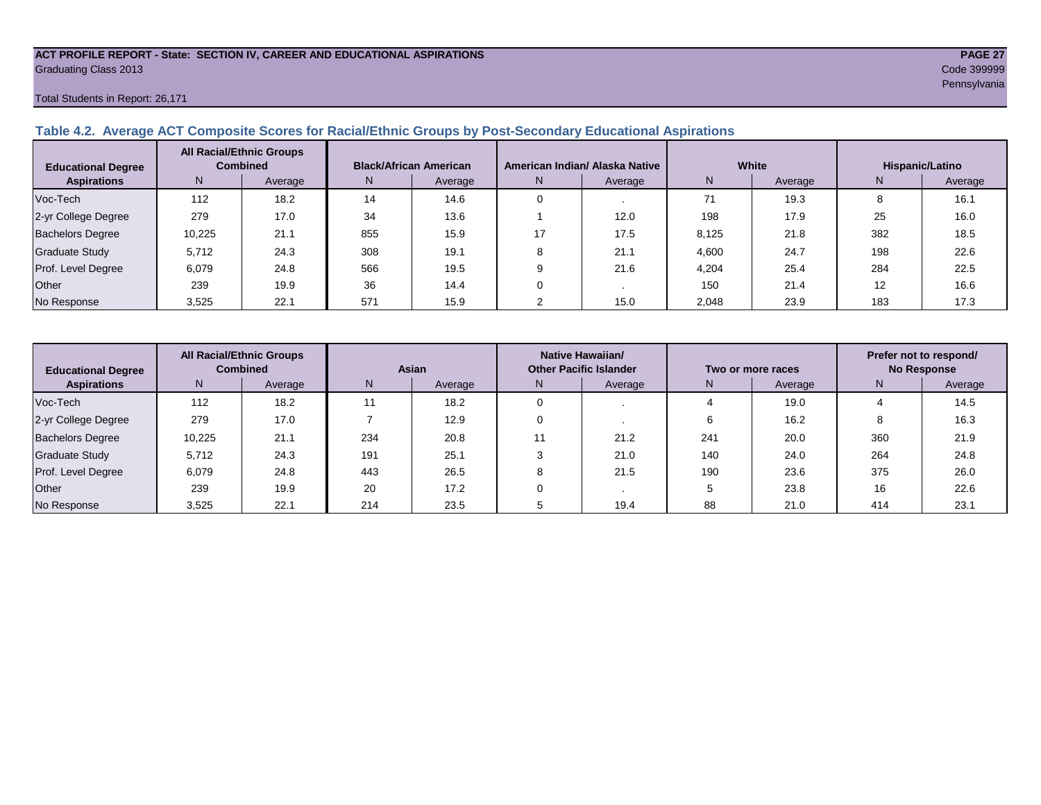**ACT PROFILE REPORT - State: SECTION IV, CAREER AND EDUCATIONAL ASPIRATIONS**
Graduating Class 2013

Code 399999
Pennsylvania

Total Students in Report: 26,171

### Table 4.2. Average ACT Composite Scores for Racial/Ethnic Groups by Post-Secondary Educational Aspirations

| Educational Degree Aspirations | All Racial/Ethnic Groups Combined | | Black/African American | | American Indian/ Alaska Native | | White | | Hispanic/Latino | |
|---|---|---|---|---|---|---|---|---|---|---|
| | N | Average | N | Average | N | Average | N | Average | N | Average |
| Voc-Tech | 112 | 18.2 | 14 | 14.6 | 0 | . | 71 | 19.3 | 8 | 16.1 |
| 2-yr College Degree | 279 | 17.0 | 34 | 13.6 | 1 | 12.0 | 198 | 17.9 | 25 | 16.0 |
| Bachelors Degree | 10,225 | 21.1 | 855 | 15.9 | 17 | 17.5 | 8,125 | 21.8 | 382 | 18.5 |
| Graduate Study | 5,712 | 24.3 | 308 | 19.1 | 8 | 21.1 | 4,600 | 24.7 | 198 | 22.6 |
| Prof. Level Degree | 6,079 | 24.8 | 566 | 19.5 | 9 | 21.6 | 4,204 | 25.4 | 284 | 22.5 |
| Other | 239 | 19.9 | 36 | 14.4 | 0 | . | 150 | 21.4 | 12 | 16.6 |
| No Response | 3,525 | 22.1 | 571 | 15.9 | 2 | 15.0 | 2,048 | 23.9 | 183 | 17.3 |

| Educational Degree Aspirations | All Racial/Ethnic Groups Combined | | Asian | | Native Hawaiian/ Other Pacific Islander | | Two or more races | | Prefer not to respond/ No Response | |
|---|---|---|---|---|---|---|---|---|---|---|
| | N | Average | N | Average | N | Average | N | Average | N | Average |
| Voc-Tech | 112 | 18.2 | 11 | 18.2 | 0 | . | 4 | 19.0 | 4 | 14.5 |
| 2-yr College Degree | 279 | 17.0 | 7 | 12.9 | 0 | . | 6 | 16.2 | 8 | 16.3 |
| Bachelors Degree | 10,225 | 21.1 | 234 | 20.8 | 11 | 21.2 | 241 | 20.0 | 360 | 21.9 |
| Graduate Study | 5,712 | 24.3 | 191 | 25.1 | 3 | 21.0 | 140 | 24.0 | 264 | 24.8 |
| Prof. Level Degree | 6,079 | 24.8 | 443 | 26.5 | 8 | 21.5 | 190 | 23.6 | 375 | 26.0 |
| Other | 239 | 19.9 | 20 | 17.2 | 0 | . | 5 | 23.8 | 16 | 22.6 |
| No Response | 3,525 | 22.1 | 214 | 23.5 | 5 | 19.4 | 88 | 21.0 | 414 | 23.1 |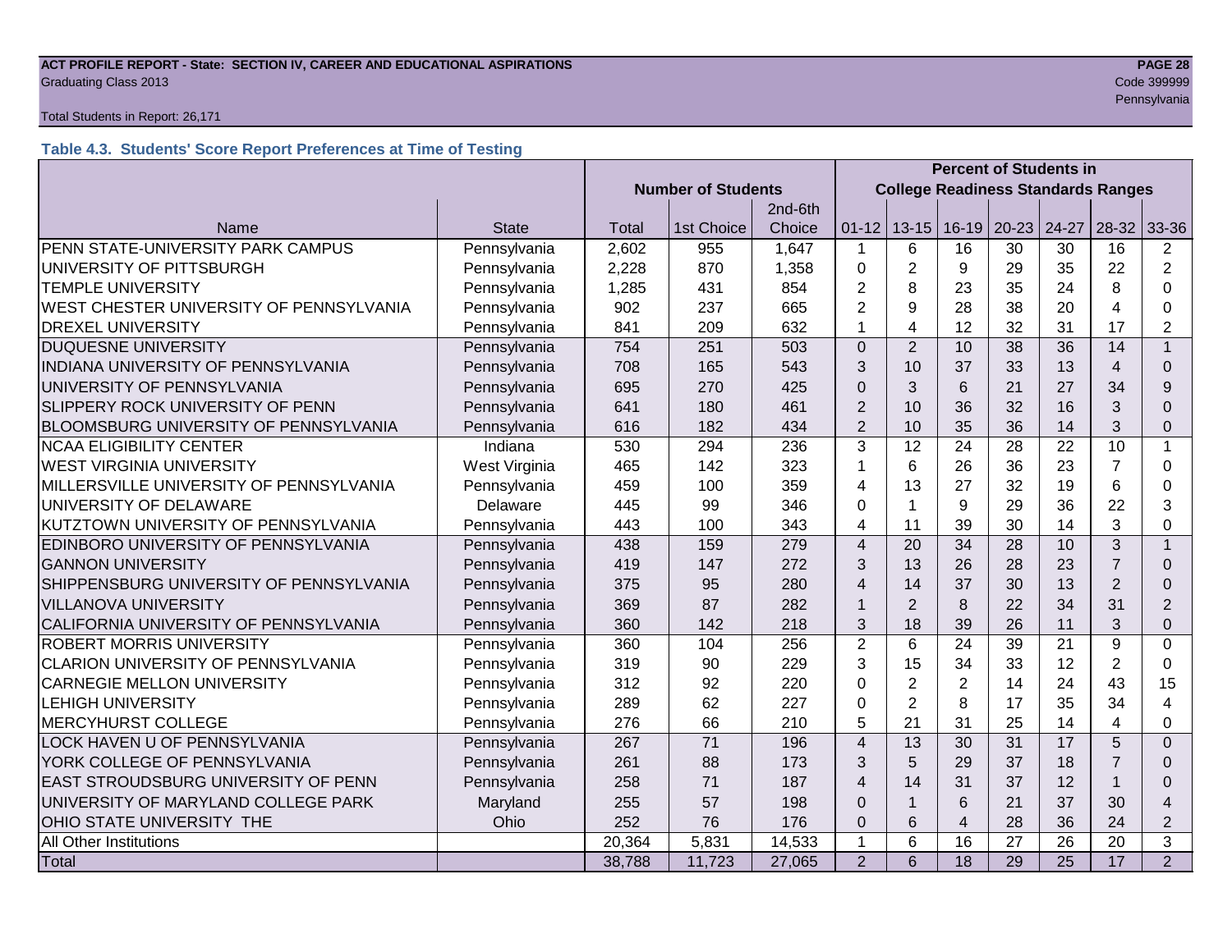Total Students in Report: 26,171

### Table 4.3. Students' Score Report Preferences at Time of Testing

| | | Number of Students | | | Percent of Students in College Readiness Standards Ranges | | | | | | |
|---|---|---|---|---|---|---|---|---|---|---|---|
| Name | State | Total | 1st Choice | 2nd-6th Choice | 01-12 | 13-15 | 16-19 | 20-23 | 24-27 | 28-32 | 33-36 |
| PENN STATE-UNIVERSITY PARK CAMPUS | Pennsylvania | 2,602 | 955 | 1,647 | 1 | 6 | 16 | 30 | 30 | 16 | 2 |
| UNIVERSITY OF PITTSBURGH | Pennsylvania | 2,228 | 870 | 1,358 | 0 | 2 | 9 | 29 | 35 | 22 | 2 |
| TEMPLE UNIVERSITY | Pennsylvania | 1,285 | 431 | 854 | 2 | 8 | 23 | 35 | 24 | 8 | 0 |
| WEST CHESTER UNIVERSITY OF PENNSYLVANIA | Pennsylvania | 902 | 237 | 665 | 2 | 9 | 28 | 38 | 20 | 4 | 0 |
| DREXEL UNIVERSITY | Pennsylvania | 841 | 209 | 632 | 1 | 4 | 12 | 32 | 31 | 17 | 2 |
| DUQUESNE UNIVERSITY | Pennsylvania | 754 | 251 | 503 | 0 | 2 | 10 | 38 | 36 | 14 | 1 |
| INDIANA UNIVERSITY OF PENNSYLVANIA | Pennsylvania | 708 | 165 | 543 | 3 | 10 | 37 | 33 | 13 | 4 | 0 |
| UNIVERSITY OF PENNSYLVANIA | Pennsylvania | 695 | 270 | 425 | 0 | 3 | 6 | 21 | 27 | 34 | 9 |
| SLIPPERY ROCK UNIVERSITY OF PENN | Pennsylvania | 641 | 180 | 461 | 2 | 10 | 36 | 32 | 16 | 3 | 0 |
| BLOOMSBURG UNIVERSITY OF PENNSYLVANIA | Pennsylvania | 616 | 182 | 434 | 2 | 10 | 35 | 36 | 14 | 3 | 0 |
| NCAA ELIGIBILITY CENTER | Indiana | 530 | 294 | 236 | 3 | 12 | 24 | 28 | 22 | 10 | 1 |
| WEST VIRGINIA UNIVERSITY | West Virginia | 465 | 142 | 323 | 1 | 6 | 26 | 36 | 23 | 7 | 0 |
| MILLERSVILLE UNIVERSITY OF PENNSYLVANIA | Pennsylvania | 459 | 100 | 359 | 4 | 13 | 27 | 32 | 19 | 6 | 0 |
| UNIVERSITY OF DELAWARE | Delaware | 445 | 99 | 346 | 0 | 1 | 9 | 29 | 36 | 22 | 3 |
| KUTZTOWN UNIVERSITY OF PENNSYLVANIA | Pennsylvania | 443 | 100 | 343 | 4 | 11 | 39 | 30 | 14 | 3 | 0 |
| EDINBORO UNIVERSITY OF PENNSYLVANIA | Pennsylvania | 438 | 159 | 279 | 4 | 20 | 34 | 28 | 10 | 3 | 1 |
| GANNON UNIVERSITY | Pennsylvania | 419 | 147 | 272 | 3 | 13 | 26 | 28 | 23 | 7 | 0 |
| SHIPPENSBURG UNIVERSITY OF PENNSYLVANIA | Pennsylvania | 375 | 95 | 280 | 4 | 14 | 37 | 30 | 13 | 2 | 0 |
| VILLANOVA UNIVERSITY | Pennsylvania | 369 | 87 | 282 | 1 | 2 | 8 | 22 | 34 | 31 | 2 |
| CALIFORNIA UNIVERSITY OF PENNSYLVANIA | Pennsylvania | 360 | 142 | 218 | 3 | 18 | 39 | 26 | 11 | 3 | 0 |
| ROBERT MORRIS UNIVERSITY | Pennsylvania | 360 | 104 | 256 | 2 | 6 | 24 | 39 | 21 | 9 | 0 |
| CLARION UNIVERSITY OF PENNSYLVANIA | Pennsylvania | 319 | 90 | 229 | 3 | 15 | 34 | 33 | 12 | 2 | 0 |
| CARNEGIE MELLON UNIVERSITY | Pennsylvania | 312 | 92 | 220 | 0 | 2 | 2 | 14 | 24 | 43 | 15 |
| LEHIGH UNIVERSITY | Pennsylvania | 289 | 62 | 227 | 0 | 2 | 8 | 17 | 35 | 34 | 4 |
| MERCYHURST COLLEGE | Pennsylvania | 276 | 66 | 210 | 5 | 21 | 31 | 25 | 14 | 4 | 0 |
| LOCK HAVEN U OF PENNSYLVANIA | Pennsylvania | 267 | 71 | 196 | 4 | 13 | 30 | 31 | 17 | 5 | 0 |
| YORK COLLEGE OF PENNSYLVANIA | Pennsylvania | 261 | 88 | 173 | 3 | 5 | 29 | 37 | 18 | 7 | 0 |
| EAST STROUDSBURG UNIVERSITY OF PENN | Pennsylvania | 258 | 71 | 187 | 4 | 14 | 31 | 37 | 12 | 1 | 0 |
| UNIVERSITY OF MARYLAND COLLEGE PARK | Maryland | 255 | 57 | 198 | 0 | 1 | 6 | 21 | 37 | 30 | 4 |
| OHIO STATE UNIVERSITY THE | Ohio | 252 | 76 | 176 | 0 | 6 | 4 | 28 | 36 | 24 | 2 |
| All Other Institutions | | 20,364 | 5,831 | 14,533 | 1 | 6 | 16 | 27 | 26 | 20 | 3 |
| Total | | 38,788 | 11,723 | 27,065 | 2 | 6 | 18 | 29 | 25 | 17 | 2 |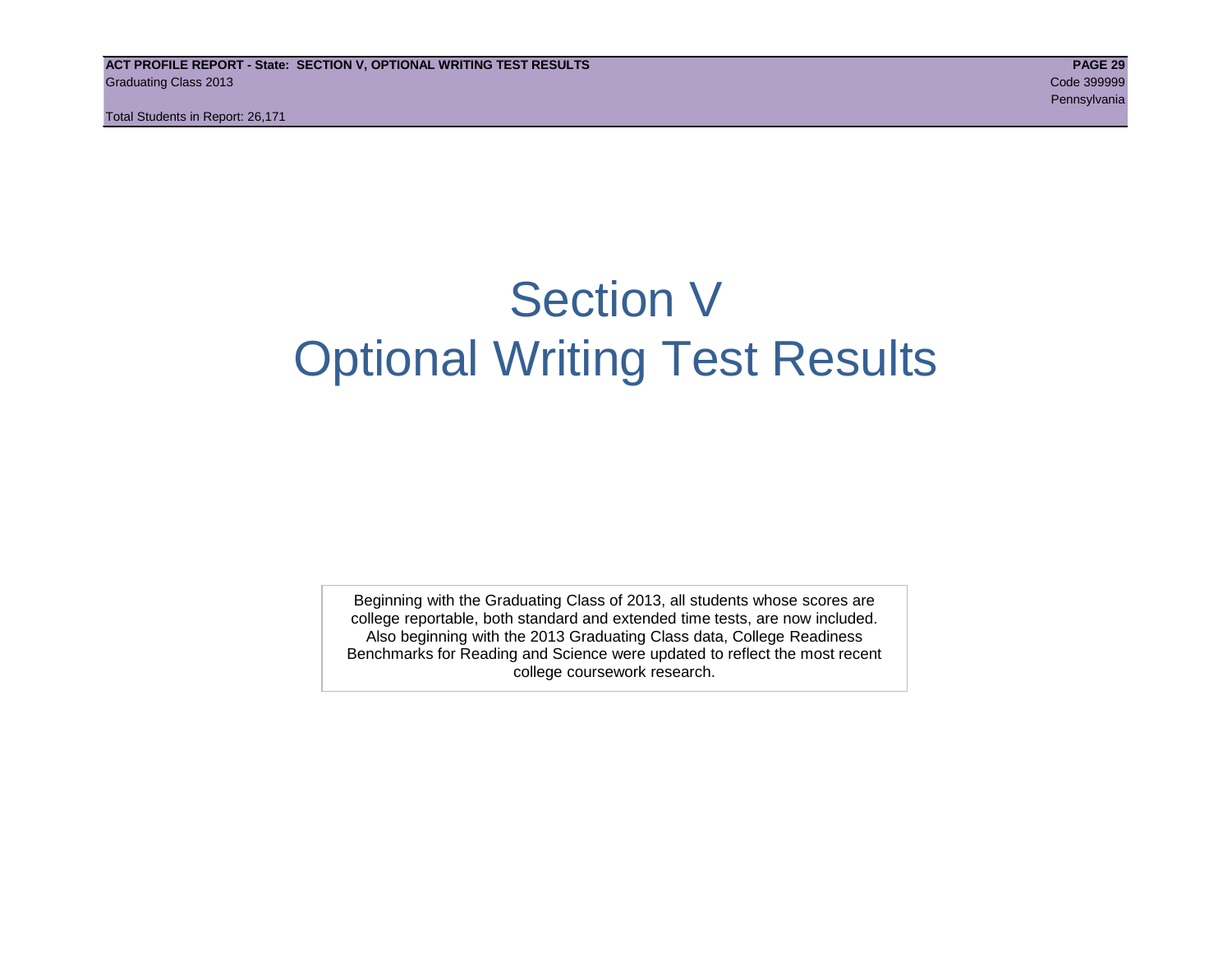# Section V
# Optional Writing Test Results

Beginning with the Graduating Class of 2013, all students whose scores are college reportable, both standard and extended time tests, are now included. Also beginning with the 2013 Graduating Class data, College Readiness Benchmarks for Reading and Science were updated to reflect the most recent college coursework research.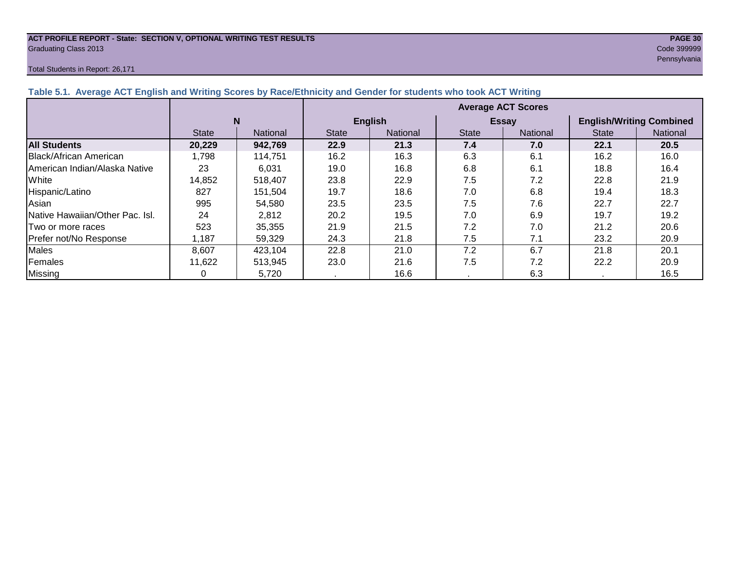**ACT PROFILE REPORT - State: SECTION V, OPTIONAL WRITING TEST RESULTS**
Graduating Class 2013

Code 399999
Pennsylvania

Total Students in Report: 26,171

### Table 5.1. Average ACT English and Writing Scores by Race/Ethnicity and Gender for students who took ACT Writing

| | N | | Average ACT Scores | | | | | |
|---|---|---|---|---|---|---|---|---|
| | | | English | | Essay | | English/Writing Combined | |
| | State | National | State | National | State | National | State | National |
| **All Students** | **20,229** | **942,769** | **22.9** | **21.3** | **7.4** | **7.0** | **22.1** | **20.5** |
| Black/African American | 1,798 | 114,751 | 16.2 | 16.3 | 6.3 | 6.1 | 16.2 | 16.0 |
| American Indian/Alaska Native | 23 | 6,031 | 19.0 | 16.8 | 6.8 | 6.1 | 18.8 | 16.4 |
| White | 14,852 | 518,407 | 23.8 | 22.9 | 7.5 | 7.2 | 22.8 | 21.9 |
| Hispanic/Latino | 827 | 151,504 | 19.7 | 18.6 | 7.0 | 6.8 | 19.4 | 18.3 |
| Asian | 995 | 54,580 | 23.5 | 23.5 | 7.5 | 7.6 | 22.7 | 22.7 |
| Native Hawaiian/Other Pac. Isl. | 24 | 2,812 | 20.2 | 19.5 | 7.0 | 6.9 | 19.7 | 19.2 |
| Two or more races | 523 | 35,355 | 21.9 | 21.5 | 7.2 | 7.0 | 21.2 | 20.6 |
| Prefer not/No Response | 1,187 | 59,329 | 24.3 | 21.8 | 7.5 | 7.1 | 23.2 | 20.9 |
| Males | 8,607 | 423,104 | 22.8 | 21.0 | 7.2 | 6.7 | 21.8 | 20.1 |
| Females | 11,622 | 513,945 | 23.0 | 21.6 | 7.5 | 7.2 | 22.2 | 20.9 |
| Missing | 0 | 5,720 | . | 16.6 | . | 6.3 | . | 16.5 |